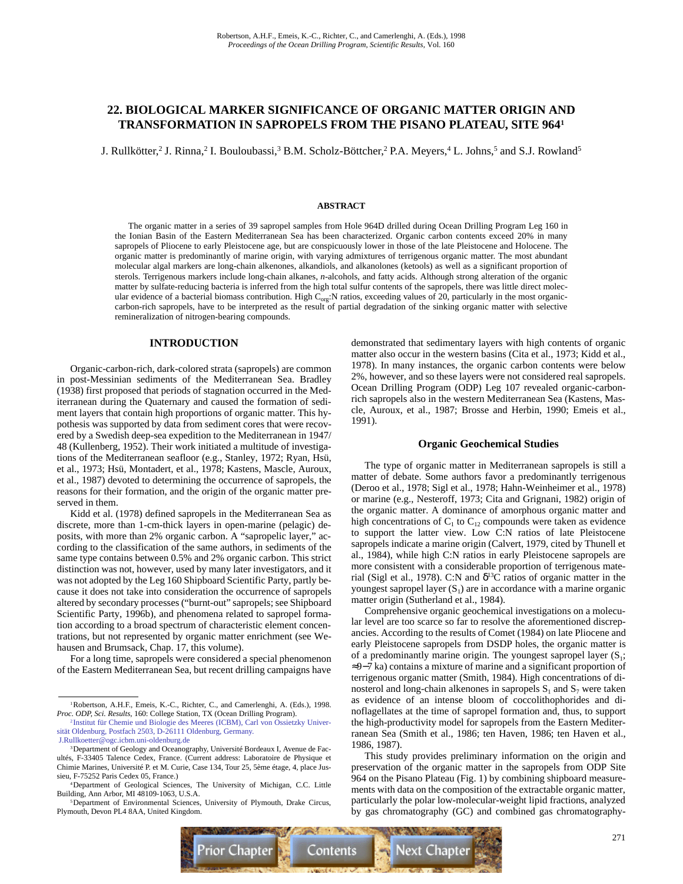# 22. BIOLOGICAL MARKER SIGNIFICANCE OF ORGANIC MATTER ORIGIN AND TRANSFORMATION IN SAPROPELS FROM THE PISANO PLATEAU, SITE 964[1]

J. Rullkötter,[2] J. Rinna,[2] I. Bouloubassi,[3] B.M. Scholz-Böttcher,[2] P.A. Meyers,[4] L. Johns,[5] and S.J. Rowland[5]

## ABSTRACT

The organic matter in a series of 39 sapropel samples from Hole 964D drilled during Ocean Drilling Program Leg 160 in the Ionian Basin of the Eastern Mediterranean Sea have been characterized. Organic carbon contents exceed 20% in many sapropels of Pliocene to early Pleistocene age, but are conspicuously lower in those of the late Pleistocene and Holocene. The organic matter is predominantly of marine origin, with varying admixtures of terrigenous organic matter. The most abundant molecular algal markers are long-chain alkenones, alkandiols, and alkanolones (ketools) as well as a significant proportion of sterols. Terrigenous markers include long-chain alkanes, *n*-alcohols, and fatty acids. Although strong alteration of the organic matter by sulfate-reducing bacteria is inferred from the high total sulfur contents of the sapropels, there was little direct molecular evidence of a bacterial biomass contribution. High $C_{org}$:N ratios, exceeding values of 20, particularly in the most organic-carbon-rich sapropels, have to be interpreted as the result of partial degradation of the sinking organic matter with selective remineralization of nitrogen-bearing compounds.

## INTRODUCTION

Organic-carbon-rich, dark-colored strata (sapropels) are common in post-Messinian sediments of the Mediterranean Sea. Bradley (1938) first proposed that periods of stagnation occurred in the Mediterranean during the Quaternary and caused the formation of sediment layers that contain high proportions of organic matter. This hypothesis was supported by data from sediment cores that were recovered by a Swedish deep-sea expedition to the Mediterranean in 1947/48 (Kullenberg, 1952). Their work initiated a multitude of investigations of the Mediterranean seafloor (e.g., Stanley, 1972; Ryan, Hsü, et al., 1973; Hsü, Montadert, et al., 1978; Kastens, Mascle, Auroux, et al., 1987) devoted to determining the occurrence of sapropels, the reasons for their formation, and the origin of the organic matter preserved in them.

Kidd et al. (1978) defined sapropels in the Mediterranean Sea as discrete, more than 1-cm-thick layers in open-marine (pelagic) deposits, with more than 2% organic carbon. A "sapropelic layer," according to the classification of the same authors, in sediments of the same type contains between 0.5% and 2% organic carbon. This strict distinction was not, however, used by many later investigators, and it was not adopted by the Leg 160 Shipboard Scientific Party, partly because it does not take into consideration the occurrence of sapropels altered by secondary processes ("burnt-out" sapropels; see Shipboard Scientific Party, 1996b), and phenomena related to sapropel formation according to a broad spectrum of characteristic element concentrations, but not represented by organic matter enrichment (see Wehausen and Brumsack, Chap. 17, this volume).

For a long time, sapropels were considered a special phenomenon of the Eastern Mediterranean Sea, but recent drilling campaigns have demonstrated that sedimentary layers with high contents of organic matter also occur in the western basins (Cita et al., 1973; Kidd et al., 1978). In many instances, the organic carbon contents were below 2%, however, and so these layers were not considered real sapropels. Ocean Drilling Program (ODP) Leg 107 revealed organic-carbon-rich sapropels also in the western Mediterranean Sea (Kastens, Mascle, Auroux, et al., 1987; Brosse and Herbin, 1990; Emeis et al., 1991).

### Organic Geochemical Studies

The type of organic matter in Mediterranean sapropels is still a matter of debate. Some authors favor a predominantly terrigenous (Deroo et al., 1978; Sigl et al., 1978; Hahn-Weinheimer et al., 1978) or marine (e.g., Nesteroff, 1973; Cita and Grignani, 1982) origin of the organic matter. A dominance of amorphous organic matter and high concentrations of $C_1$ to $C_{12}$ compounds were taken as evidence to support the latter view. Low C:N ratios of late Pleistocene sapropels indicate a marine origin (Calvert, 1979, cited by Thunell et al., 1984), while high C:N ratios in early Pleistocene sapropels are more consistent with a considerable proportion of terrigenous material (Sigl et al., 1978). C:N and $\delta^{13}C$ ratios of organic matter in the youngest sapropel layer ($S_1$) are in accordance with a marine organic matter origin (Sutherland et al., 1984).

Comprehensive organic geochemical investigations on a molecular level are too scarce so far to resolve the aforementioned discrepancies. According to the results of Comet (1984) on late Pliocene and early Pleistocene sapropels from DSDP holes, the organic matter is of a predominantly marine origin. The youngest sapropel layer ($S_1$; ≈9−7 ka) contains a mixture of marine and a significant proportion of terrigenous organic matter (Smith, 1984). High concentrations of dinosterol and long-chain alkenones in sapropels $S_1$ and $S_7$ were taken as evidence of an intense bloom of coccolithophorides and dinoflagellates at the time of sapropel formation and, thus, to support the high-productivity model for sapropels from the Eastern Mediterranean Sea (Smith et al., 1986; ten Haven, 1986; ten Haven et al., 1986, 1987).

This study provides preliminary information on the origin and preservation of the organic matter in the sapropels from ODP Site 964 on the Pisano Plateau (Fig. 1) by combining shipboard measurements with data on the composition of the extractable organic matter, particularly the polar low-molecular-weight lipid fractions, analyzed by gas chromatography (GC) and combined gas chromatography-

---

[1]Robertson, A.H.F., Emeis, K.-C., Richter, C., and Camerlenghi, A. (Eds.), 1998. *Proc. ODP, Sci. Results,* 160: College Station, TX (Ocean Drilling Program).

[2]Institut für Chemie und Biologie des Meeres (ICBM), Carl von Ossietzky Universität Oldenburg, Postfach 2503, D-26111 Oldenburg, Germany. J.Rullkoetter@ogc.icbm.uni-oldenburg.de

[3]Department of Geology and Oceanography, Université Bordeaux I, Avenue de Facultés, F-33405 Talence Cedex, France. (Current address: Laboratoire de Physique et Chimie Marines, Université P. et M. Curie, Case 134, Tour 25, 5ème étage, 4, place Jussieu, F-75252 Paris Cedex 05, France.)

[4]Department of Geological Sciences, The University of Michigan, C.C. Little Building, Ann Arbor, MI 48109-1063, U.S.A.

[5]Department of Environmental Sciences, University of Plymouth, Drake Circus, Plymouth, Devon PL4 8AA, United Kingdom.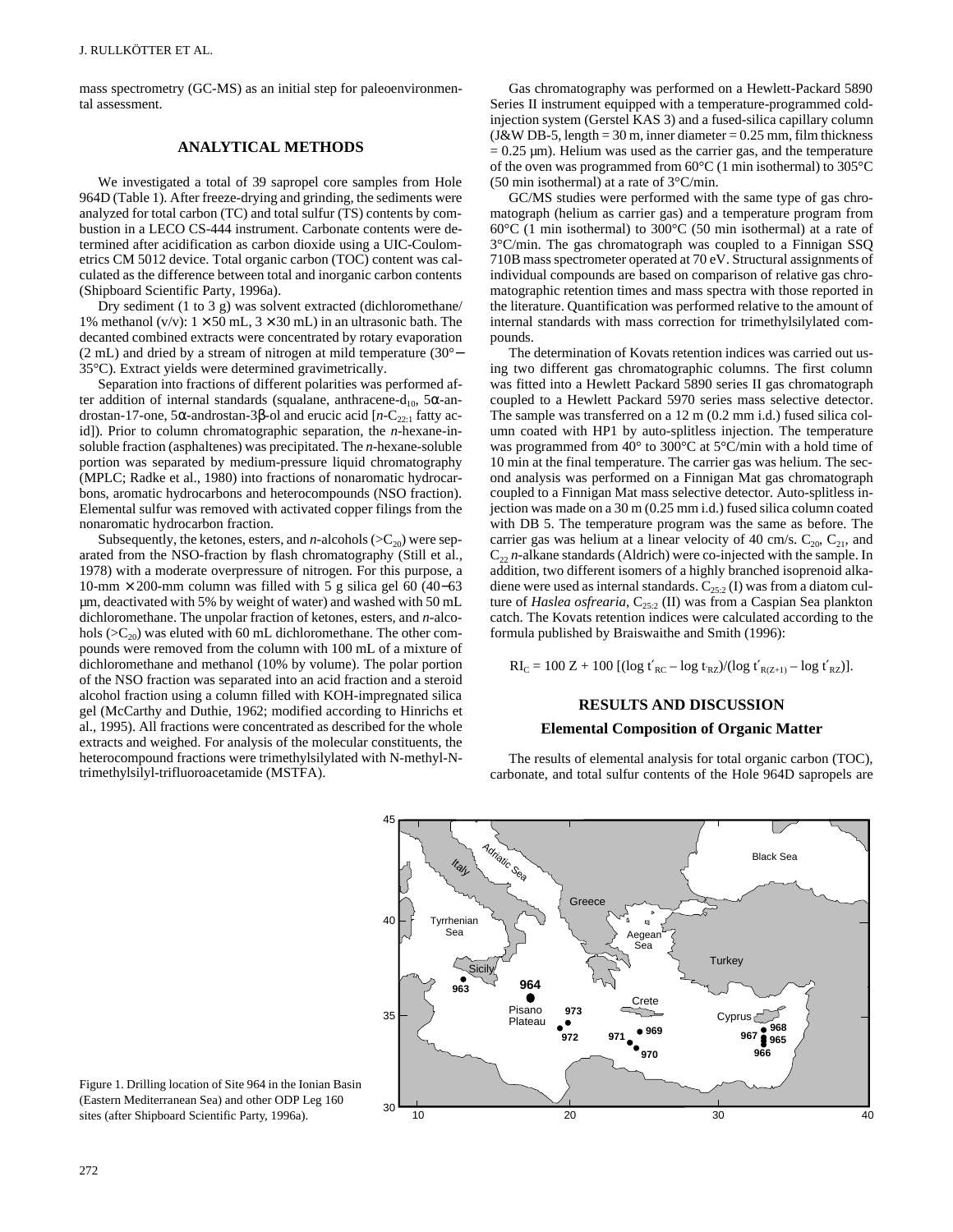mass spectrometry (GC-MS) as an initial step for paleoenvironmental assessment.

## ANALYTICAL METHODS

We investigated a total of 39 sapropel core samples from Hole 964D (Table 1). After freeze-drying and grinding, the sediments were analyzed for total carbon (TC) and total sulfur (TS) contents by combustion in a LECO CS-444 instrument. Carbonate contents were determined after acidification as carbon dioxide using a UIC-Coulometrics CM 5012 device. Total organic carbon (TOC) content was calculated as the difference between total and inorganic carbon contents (Shipboard Scientific Party, 1996a).

Dry sediment (1 to 3 g) was solvent extracted (dichloromethane/ 1% methanol (v/v): 1 × 50 mL, 3 × 30 mL) in an ultrasonic bath. The decanted combined extracts were concentrated by rotary evaporation (2 mL) and dried by a stream of nitrogen at mild temperature (30°− 35°C). Extract yields were determined gravimetrically.

Separation into fractions of different polarities was performed after addition of internal standards (squalane, anthracene-$d_{10}$, 5α-androstan-17-one, 5α-androstan-3β-ol and erucic acid [*n*-$C_{22:1}$ fatty acid]). Prior to column chromatographic separation, the *n*-hexane-insoluble fraction (asphaltenes) was precipitated. The *n*-hexane-soluble portion was separated by medium-pressure liquid chromatography (MPLC; Radke et al., 1980) into fractions of nonaromatic hydrocarbons, aromatic hydrocarbons and heterocompounds (NSO fraction). Elemental sulfur was removed with activated copper filings from the nonaromatic hydrocarbon fraction.

Subsequently, the ketones, esters, and *n*-alcohols (>$C_{20}$) were separated from the NSO-fraction by flash chromatography (Still et al., 1978) with a moderate overpressure of nitrogen. For this purpose, a 10-mm × 200-mm column was filled with 5 g silica gel 60 (40−63 µm, deactivated with 5% by weight of water) and washed with 50 mL dichloromethane. The unpolar fraction of ketones, esters, and *n*-alcohols (>$C_{20}$) was eluted with 60 mL dichloromethane. The other compounds were removed from the column with 100 mL of a mixture of dichloromethane and methanol (10% by volume). The polar portion of the NSO fraction was separated into an acid fraction and a steroid alcohol fraction using a column filled with KOH-impregnated silica gel (McCarthy and Duthie, 1962; modified according to Hinrichs et al., 1995). All fractions were concentrated as described for the whole extracts and weighed. For analysis of the molecular constituents, the heterocompound fractions were trimethylsilylated with N-methyl-N-trimethylsilyl-trifluoroacetamide (MSTFA).

Gas chromatography was performed on a Hewlett-Packard 5890 Series II instrument equipped with a temperature-programmed cold-injection system (Gerstel KAS 3) and a fused-silica capillary column (J&W DB-5, length = 30 m, inner diameter = 0.25 mm, film thickness = 0.25 µm). Helium was used as the carrier gas, and the temperature of the oven was programmed from 60°C (1 min isothermal) to 305°C (50 min isothermal) at a rate of 3°C/min.

GC/MS studies were performed with the same type of gas chromatograph (helium as carrier gas) and a temperature program from 60°C (1 min isothermal) to 300°C (50 min isothermal) at a rate of 3°C/min. The gas chromatograph was coupled to a Finnigan SSQ 710B mass spectrometer operated at 70 eV. Structural assignments of individual compounds are based on comparison of relative gas chromatographic retention times and mass spectra with those reported in the literature. Quantification was performed relative to the amount of internal standards with mass correction for trimethylsilylated compounds.

The determination of Kovats retention indices was carried out using two different gas chromatographic columns. The first column was fitted into a Hewlett Packard 5890 series II gas chromatograph coupled to a Hewlett Packard 5970 series mass selective detector. The sample was transferred on a 12 m (0.2 mm i.d.) fused silica column coated with HP1 by auto-splitless injection. The temperature was programmed from 40° to 300°C at 5°C/min with a hold time of 10 min at the final temperature. The carrier gas was helium. The second analysis was performed on a Finnigan Mat gas chromatograph coupled to a Finnigan Mat mass selective detector. Auto-splitless injection was made on a 30 m (0.25 mm i.d.) fused silica column coated with DB 5. The temperature program was the same as before. The carrier gas was helium at a linear velocity of 40 cm/s. $C_{20}$, $C_{21}$, and $C_{22}$ *n*-alkane standards (Aldrich) were co-injected with the sample. In addition, two different isomers of a highly branched isoprenoid alkadiene were used as internal standards. $C_{25:2}$ (I) was from a diatom culture of *Haslea osfrearia*, $C_{25:2}$ (II) was from a Caspian Sea plankton catch. The Kovats retention indices were calculated according to the formula published by Braiswaithe and Smith (1996):

$$RI_C = 100\,Z + 100\,[(\log t'_{RC} - \log t'_{RZ})/(\log t'_{R(Z+1)} - \log t'_{RZ})].$$

## RESULTS AND DISCUSSION

### Elemental Composition of Organic Matter

The results of elemental analysis for total organic carbon (TOC), carbonate, and total sulfur contents of the Hole 964D sapropels are

Figure 1. Drilling location of Site 964 in the Ionian Basin (Eastern Mediterranean Sea) and other ODP Leg 160 sites (after Shipboard Scientific Party, 1996a).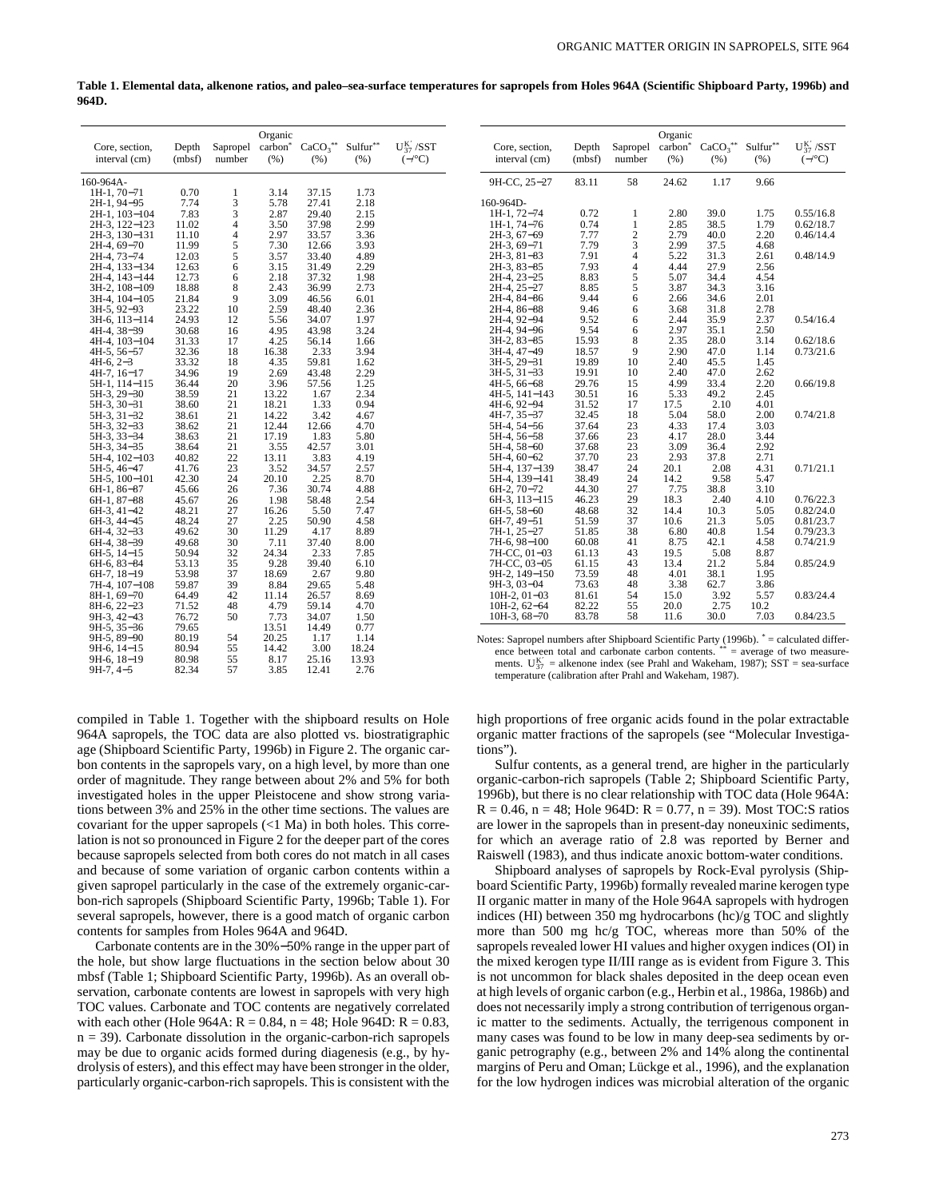**Table 1. Elemental data, alkenone ratios, and paleo–sea-surface temperatures for sapropels from Holes 964A (Scientific Shipboard Party, 1996b) and 964D.**

| Core, section, interval (cm) | Depth (mbsf) | Sapropel number | Organic carbon* (%) | $CaCO_3$** (%) | Sulfur** (%) | $U^{K'}_{37}$ /SST (−/°C) |
|---|---|---|---|---|---|---|
| 160-964A- | | | | | | |
| 1H-1, 70−71 | 0.70 | 1 | 3.14 | 37.15 | 1.73 | |
| 2H-1, 94−95 | 7.74 | 3 | 5.78 | 27.41 | 2.18 | |
| 2H-1, 103−104 | 7.83 | 3 | 2.87 | 29.40 | 2.15 | |
| 2H-3, 122−123 | 11.02 | 4 | 3.50 | 37.98 | 2.99 | |
| 2H-3, 130−131 | 11.10 | 4 | 2.97 | 33.57 | 3.36 | |
| 2H-4, 69−70 | 11.99 | 5 | 7.30 | 12.66 | 3.93 | |
| 2H-4, 73−74 | 12.03 | 5 | 3.57 | 33.40 | 4.89 | |
| 2H-4, 133−134 | 12.63 | 6 | 3.15 | 31.49 | 2.29 | |
| 2H-4, 143−144 | 12.73 | 6 | 2.18 | 37.32 | 1.98 | |
| 3H-2, 108−109 | 18.88 | 8 | 2.43 | 36.99 | 2.73 | |
| 3H-4, 104−105 | 21.84 | 9 | 3.09 | 46.56 | 6.01 | |
| 3H-5, 92−93 | 23.22 | 10 | 2.59 | 48.40 | 2.36 | |
| 3H-6, 113−114 | 24.93 | 12 | 5.56 | 34.07 | 1.97 | |
| 4H-4, 38−39 | 30.68 | 16 | 4.95 | 43.98 | 3.24 | |
| 4H-4, 103−104 | 31.33 | 17 | 4.25 | 56.14 | 1.66 | |
| 4H-5, 56−57 | 32.36 | 18 | 16.38 | 2.33 | 3.94 | |
| 4H-6, 2−3 | 33.32 | 18 | 4.35 | 59.81 | 1.62 | |
| 4H-7, 16−17 | 34.96 | 19 | 2.69 | 43.48 | 2.29 | |
| 5H-1, 114−115 | 36.44 | 20 | 3.96 | 57.56 | 1.25 | |
| 5H-3, 29−30 | 38.59 | 21 | 13.22 | 1.67 | 2.34 | |
| 5H-3, 30−31 | 38.60 | 21 | 18.21 | 1.33 | 0.94 | |
| 5H-3, 31−32 | 38.61 | 21 | 14.22 | 3.42 | 4.67 | |
| 5H-3, 32−33 | 38.62 | 21 | 12.44 | 12.66 | 4.70 | |
| 5H-3, 33−34 | 38.63 | 21 | 17.19 | 1.83 | 5.80 | |
| 5H-3, 34−35 | 38.64 | 21 | 3.55 | 42.57 | 3.01 | |
| 5H-4, 102−103 | 40.82 | 22 | 13.11 | 3.83 | 4.19 | |
| 5H-5, 46−47 | 41.76 | 23 | 3.52 | 34.57 | 2.57 | |
| 5H-5, 100−101 | 42.30 | 24 | 20.10 | 2.25 | 8.70 | |
| 6H-1, 86−87 | 45.66 | 26 | 7.36 | 30.74 | 4.88 | |
| 6H-1, 87−88 | 45.67 | 26 | 1.98 | 58.48 | 2.54 | |
| 6H-3, 41−42 | 48.21 | 27 | 16.26 | 5.50 | 7.47 | |
| 6H-3, 44−45 | 48.24 | 27 | 2.25 | 50.90 | 4.58 | |
| 6H-4, 32−33 | 49.62 | 30 | 11.29 | 4.17 | 8.89 | |
| 6H-4, 38−39 | 49.68 | 30 | 7.11 | 37.40 | 8.00 | |
| 6H-5, 14−15 | 50.94 | 32 | 24.34 | 2.33 | 7.85 | |
| 6H-6, 83−84 | 53.13 | 35 | 9.28 | 39.40 | 6.10 | |
| 6H-7, 18−19 | 53.98 | 37 | 18.69 | 2.67 | 9.80 | |
| 7H-4, 107−108 | 59.87 | 39 | 8.84 | 29.65 | 5.48 | |
| 8H-1, 69−70 | 64.49 | 42 | 11.14 | 26.57 | 8.69 | |
| 8H-6, 22−23 | 71.52 | 48 | 4.79 | 59.14 | 4.70 | |
| 9H-3, 42−43 | 76.72 | 50 | 7.73 | 34.07 | 1.50 | |
| 9H-5, 35−36 | 79.65 | | 13.51 | 14.49 | 0.77 | |
| 9H-5, 89−90 | 80.19 | 54 | 20.25 | 1.17 | 1.14 | |
| 9H-6, 14−15 | 80.94 | 55 | 14.42 | 3.00 | 18.24 | |
| 9H-6, 18−19 | 80.98 | 55 | 8.17 | 25.16 | 13.93 | |
| 9H-7, 4−5 | 82.34 | 57 | 3.85 | 12.41 | 2.76 | |
| 9H-CC, 25−27 | 83.11 | 58 | 24.62 | 1.17 | 9.66 | |
| 160-964D- | | | | | | |
| 1H-1, 72−74 | 0.72 | 1 | 2.80 | 39.0 | 1.75 | 0.55/16.8 |
| 1H-1, 74−76 | 0.74 | 1 | 2.85 | 38.5 | 1.79 | 0.62/18.7 |
| 2H-3, 67−69 | 7.77 | 2 | 2.79 | 40.0 | 2.20 | 0.46/14.4 |
| 2H-3, 69−71 | 7.79 | 3 | 2.99 | 37.5 | 4.68 | |
| 2H-3, 81−83 | 7.91 | 4 | 5.22 | 31.3 | 2.61 | 0.48/14.9 |
| 2H-3, 83−85 | 7.93 | 4 | 4.44 | 27.9 | 2.56 | |
| 2H-4, 23−25 | 8.83 | 5 | 5.07 | 34.4 | 4.54 | |
| 2H-4, 25−27 | 8.85 | 5 | 3.87 | 34.3 | 3.16 | |
| 2H-4, 84−86 | 9.44 | 6 | 2.66 | 34.6 | 2.01 | |
| 2H-4, 86−88 | 9.46 | 6 | 3.68 | 31.8 | 2.78 | |
| 2H-4, 92−94 | 9.52 | 6 | 2.44 | 35.9 | 2.37 | 0.54/16.4 |
| 2H-4, 94−96 | 9.54 | 6 | 2.97 | 35.1 | 2.50 | |
| 3H-2, 83−85 | 15.93 | 8 | 2.35 | 28.0 | 3.14 | 0.62/18.6 |
| 3H-4, 47−49 | 18.57 | 9 | 2.90 | 47.0 | 1.14 | 0.73/21.6 |
| 3H-5, 29−31 | 19.89 | 10 | 2.40 | 45.5 | 1.45 | |
| 3H-5, 31−33 | 19.91 | 10 | 2.40 | 47.0 | 2.62 | |
| 4H-5, 66−68 | 29.76 | 15 | 4.99 | 33.4 | 2.20 | 0.66/19.8 |
| 4H-5, 141−143 | 30.51 | 16 | 5.33 | 49.2 | 2.45 | |
| 4H-6, 92−94 | 31.52 | 17 | 17.5 | 2.10 | 4.01 | |
| 4H-7, 35−37 | 32.45 | 18 | 5.04 | 58.0 | 2.00 | 0.74/21.8 |
| 5H-4, 54−56 | 37.64 | 23 | 4.33 | 17.4 | 3.03 | |
| 5H-4, 56−58 | 37.66 | 23 | 4.17 | 28.0 | 3.44 | |
| 5H-4, 58−60 | 37.68 | 23 | 3.09 | 36.4 | 2.92 | |
| 5H-4, 60−62 | 37.70 | 23 | 2.93 | 37.8 | 2.71 | |
| 5H-4, 137−139 | 38.47 | 24 | 20.1 | 2.08 | 4.31 | 0.71/21.1 |
| 5H-4, 139−141 | 38.49 | 24 | 14.2 | 9.58 | 5.47 | |
| 6H-2, 70−72 | 44.30 | 27 | 7.75 | 38.8 | 3.10 | |
| 6H-3, 113−115 | 46.23 | 29 | 18.3 | 2.40 | 4.10 | 0.76/22.3 |
| 6H-5, 58−60 | 48.68 | 32 | 14.4 | 10.3 | 5.05 | 0.82/24.0 |
| 6H-7, 49−51 | 51.59 | 37 | 10.6 | 21.3 | 5.05 | 0.81/23.7 |
| 7H-1, 25−27 | 51.85 | 38 | 6.80 | 40.8 | 1.54 | 0.79/23.3 |
| 7H-6, 98−100 | 60.08 | 41 | 8.75 | 42.1 | 4.58 | 0.74/21.9 |
| 7H-CC, 01−03 | 61.13 | 43 | 19.5 | 5.08 | 8.87 | |
| 7H-CC, 03−05 | 61.15 | 43 | 13.4 | 21.2 | 5.84 | 0.85/24.9 |
| 9H-2, 149−150 | 73.59 | 48 | 4.01 | 38.1 | 1.95 | |
| 9H-3, 03−04 | 73.63 | 48 | 3.38 | 62.7 | 3.86 | |
| 10H-2, 01−03 | 81.61 | 54 | 15.0 | 3.92 | 5.57 | 0.83/24.4 |
| 10H-2, 62−64 | 82.22 | 55 | 20.0 | 2.75 | 10.2 | |
| 10H-3, 68−70 | 83.78 | 58 | 11.6 | 30.0 | 7.03 | 0.84/23.5 |

Notes: Sapropel numbers after Shipboard Scientific Party (1996b). * = calculated difference between total and carbonate carbon contents. ** = average of two measurements. $U^{K'}_{37}$ = alkenone index (see Prahl and Wakeham, 1987); SST = sea-surface temperature (calibration after Prahl and Wakeham, 1987).

compiled in Table 1. Together with the shipboard results on Hole 964A sapropels, the TOC data are also plotted vs. biostratigraphic age (Shipboard Scientific Party, 1996b) in Figure 2. The organic carbon contents in the sapropels vary, on a high level, by more than one order of magnitude. They range between about 2% and 5% for both investigated holes in the upper Pleistocene and show strong variations between 3% and 25% in the other time sections. The values are covariant for the upper sapropels (<1 Ma) in both holes. This correlation is not so pronounced in Figure 2 for the deeper part of the cores because sapropels selected from both cores do not match in all cases and because of some variation of organic carbon contents within a given sapropel particularly in the case of the extremely organic-carbon-rich sapropels (Shipboard Scientific Party, 1996b; Table 1). For several sapropels, however, there is a good match of organic carbon contents for samples from Holes 964A and 964D.

Carbonate contents are in the 30%−50% range in the upper part of the hole, but show large fluctuations in the section below about 30 mbsf (Table 1; Shipboard Scientific Party, 1996b). As an overall observation, carbonate contents are lowest in sapropels with very high TOC values. Carbonate and TOC contents are negatively correlated with each other (Hole 964A: R = 0.84, n = 48; Hole 964D: R = 0.83, n = 39). Carbonate dissolution in the organic-carbon-rich sapropels may be due to organic acids formed during diagenesis (e.g., by hydrolysis of esters), and this effect may have been stronger in the older, particularly organic-carbon-rich sapropels. This is consistent with the high proportions of free organic acids found in the polar extractable organic matter fractions of the sapropels (see "Molecular Investigations").

Sulfur contents, as a general trend, are higher in the particularly organic-carbon-rich sapropels (Table 2; Shipboard Scientific Party, 1996b), but there is no clear relationship with TOC data (Hole 964A: R = 0.46, n = 48; Hole 964D: R = 0.77, n = 39). Most TOC:S ratios are lower in the sapropels than in present-day noneuxinic sediments, for which an average ratio of 2.8 was reported by Berner and Raiswell (1983), and thus indicate anoxic bottom-water conditions.

Shipboard analyses of sapropels by Rock-Eval pyrolysis (Shipboard Scientific Party, 1996b) formally revealed marine kerogen type II organic matter in many of the Hole 964A sapropels with hydrogen indices (HI) between 350 mg hydrocarbons (hc)/g TOC and slightly more than 500 mg hc/g TOC, whereas more than 50% of the sapropels revealed lower HI values and higher oxygen indices (OI) in the mixed kerogen type II/III range as is evident from Figure 3. This is not uncommon for black shales deposited in the deep ocean even at high levels of organic carbon (e.g., Herbin et al., 1986a, 1986b) and does not necessarily imply a strong contribution of terrigenous organic matter to the sediments. Actually, the terrigenous component in many cases was found to be low in many deep-sea sediments by organic petrography (e.g., between 2% and 14% along the continental margins of Peru and Oman; Lückge et al., 1996), and the explanation for the low hydrogen indices was microbial alteration of the organic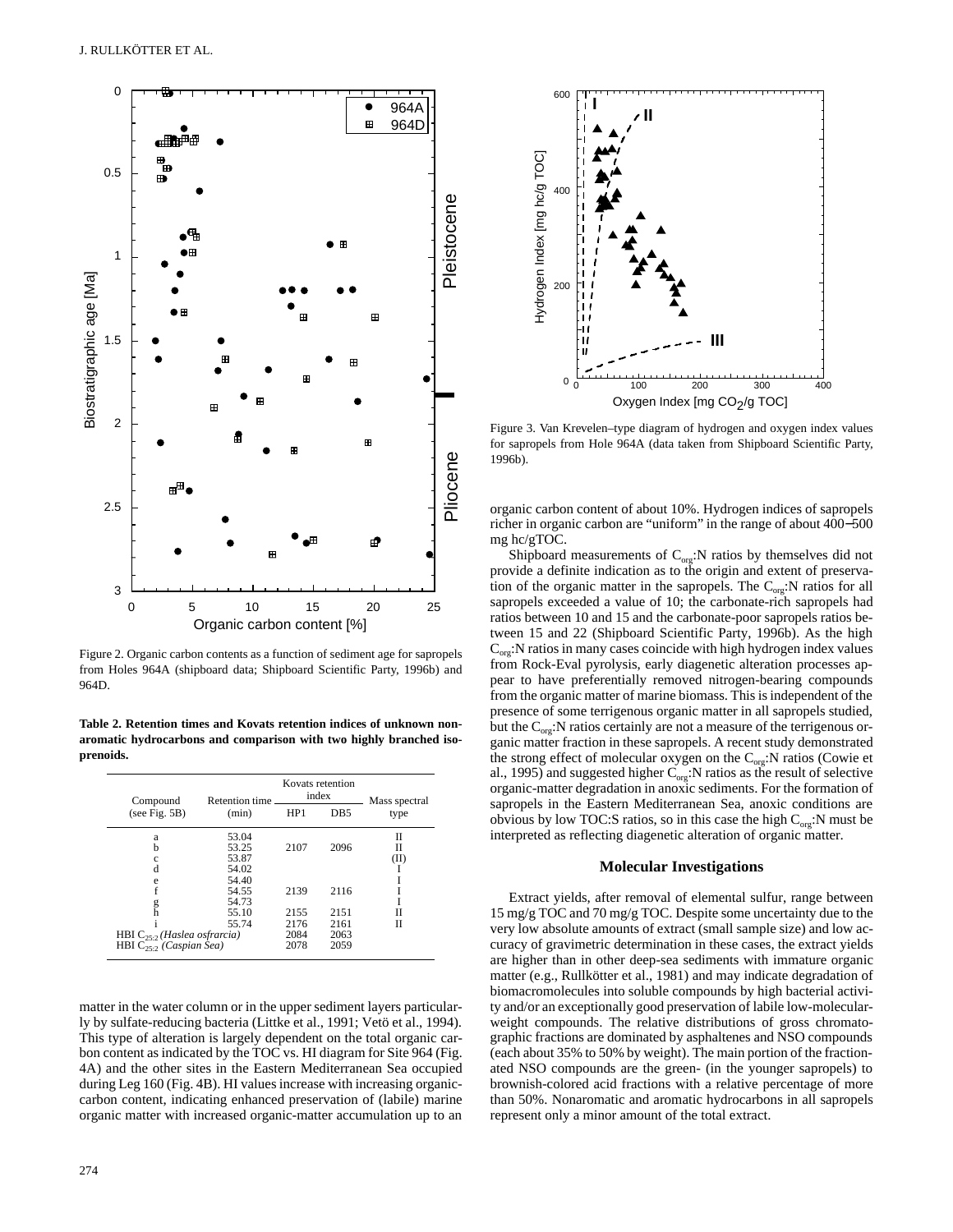Figure 2. Organic carbon contents as a function of sediment age for sapropels from Holes 964A (shipboard data; Shipboard Scientific Party, 1996b) and 964D.

**Table 2. Retention times and Kovats retention indices of unknown non-aromatic hydrocarbons and comparison with two highly branched isoprenoids.**

| Compound (see Fig. 5B) | Retention time (min) | Kovats retention index | | Mass spectral type |
|---|---|---|---|---|
| | | HP1 | DB5 | |
| a | 53.04 | | | II |
| b | 53.25 | 2107 | 2096 | II |
| c | 53.87 | | | (II) |
| d | 54.02 | | | I |
| e | 54.40 | | | I |
| f | 54.55 | 2139 | 2116 | I |
| g | 54.73 | | | I |
| h | 55.10 | 2155 | 2151 | II |
| i | 55.74 | 2176 | 2161 | II |
| HBI $C_{25:2}$ *(Haslea osfrarcia)* | | 2084 | 2063 | |
| HBI $C_{25:2}$ *(Caspian Sea)* | | 2078 | 2059 | |

matter in the water column or in the upper sediment layers particularly by sulfate-reducing bacteria (Littke et al., 1991; Vetö et al., 1994). This type of alteration is largely dependent on the total organic carbon content as indicated by the TOC vs. HI diagram for Site 964 (Fig. 4A) and the other sites in the Eastern Mediterranean Sea occupied during Leg 160 (Fig. 4B). HI values increase with increasing organic-carbon content, indicating enhanced preservation of (labile) marine organic matter with increased organic-matter accumulation up to an

Figure 3. Van Krevelen–type diagram of hydrogen and oxygen index values for sapropels from Hole 964A (data taken from Shipboard Scientific Party, 1996b).

organic carbon content of about 10%. Hydrogen indices of sapropels richer in organic carbon are "uniform" in the range of about 400–500 mg hc/gTOC.

Shipboard measurements of $C_{org}$:N ratios by themselves did not provide a definite indication as to the origin and extent of preservation of the organic matter in the sapropels. The $C_{org}$:N ratios for all sapropels exceeded a value of 10; the carbonate-rich sapropels had ratios between 10 and 15 and the carbonate-poor sapropels ratios between 15 and 22 (Shipboard Scientific Party, 1996b). As the high $C_{org}$:N ratios in many cases coincide with high hydrogen index values from Rock-Eval pyrolysis, early diagenetic alteration processes appear to have preferentially removed nitrogen-bearing compounds from the organic matter of marine biomass. This is independent of the presence of some terrigenous organic matter in all sapropels studied, but the $C_{org}$:N ratios certainly are not a measure of the terrigenous organic matter fraction in these sapropels. A recent study demonstrated the strong effect of molecular oxygen on the $C_{org}$:N ratios (Cowie et al., 1995) and suggested higher $C_{org}$:N ratios as the result of selective organic-matter degradation in anoxic sediments. For the formation of sapropels in the Eastern Mediterranean Sea, anoxic conditions are obvious by low TOC:S ratios, so in this case the high $C_{org}$:N must be interpreted as reflecting diagenetic alteration of organic matter.

## Molecular Investigations

Extract yields, after removal of elemental sulfur, range between 15 mg/g TOC and 70 mg/g TOC. Despite some uncertainty due to the very low absolute amounts of extract (small sample size) and low accuracy of gravimetric determination in these cases, the extract yields are higher than in other deep-sea sediments with immature organic matter (e.g., Rullkötter et al., 1981) and may indicate degradation of biomacromolecules into soluble compounds by high bacterial activity and/or an exceptionally good preservation of labile low-molecular-weight compounds. The relative distributions of gross chromatographic fractions are dominated by asphaltenes and NSO compounds (each about 35% to 50% by weight). The main portion of the fractionated NSO compounds are the green- (in the younger sapropels) to brownish-colored acid fractions with a relative percentage of more than 50%. Nonaromatic and aromatic hydrocarbons in all sapropels represent only a minor amount of the total extract.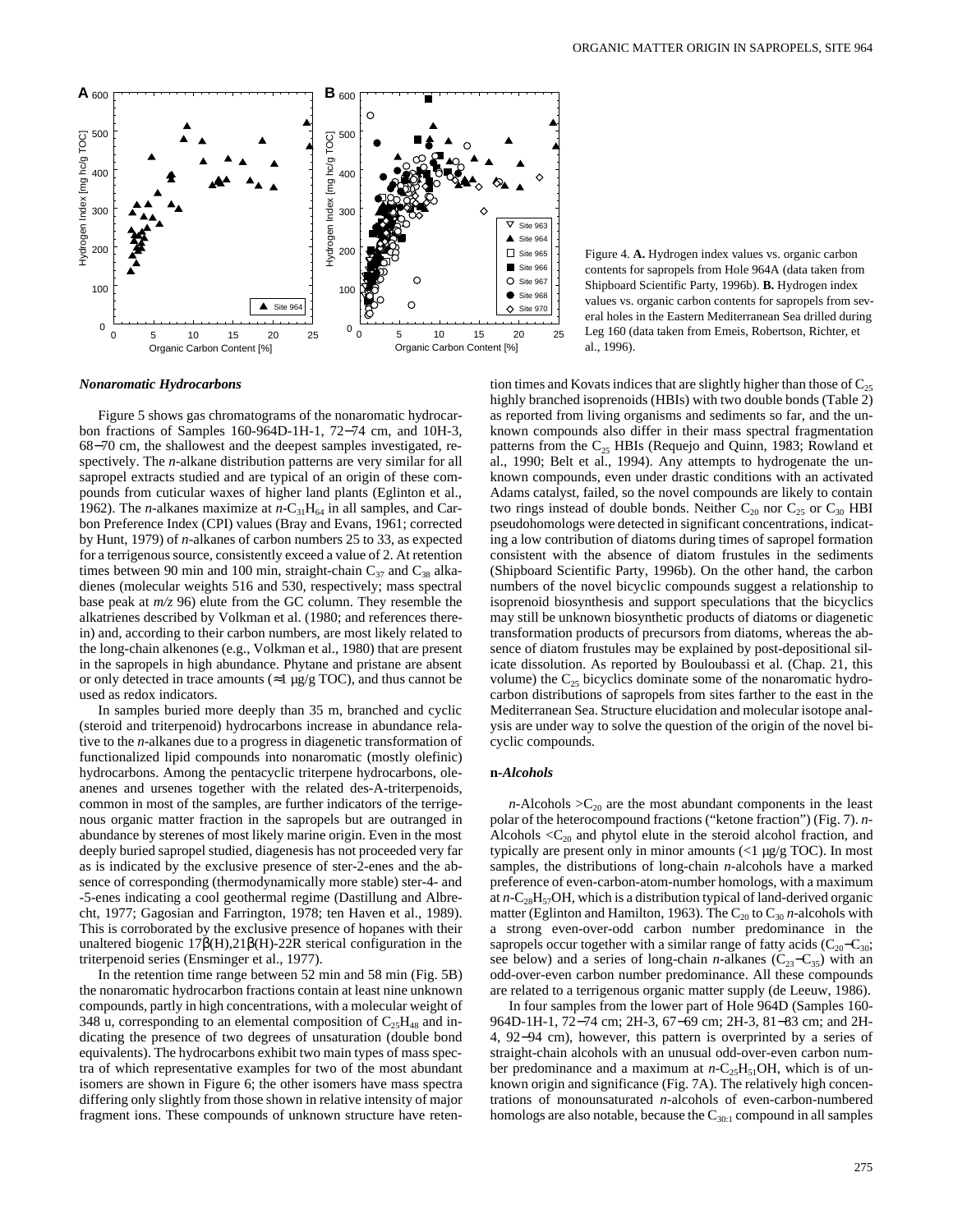Figure 4. **A.** Hydrogen index values vs. organic carbon contents for sapropels from Hole 964A (data taken from Shipboard Scientific Party, 1996b). **B.** Hydrogen index values vs. organic carbon contents for sapropels from several holes in the Eastern Mediterranean Sea drilled during Leg 160 (data taken from Emeis, Robertson, Richter, et al., 1996).

### *Nonaromatic Hydrocarbons*

Figure 5 shows gas chromatograms of the nonaromatic hydrocarbon fractions of Samples 160-964D-1H-1, 72−74 cm, and 10H-3, 68−70 cm, the shallowest and the deepest samples investigated, respectively. The *n*-alkane distribution patterns are very similar for all sapropel extracts studied and are typical of an origin of these compounds from cuticular waxes of higher land plants (Eglinton et al., 1962). The *n*-alkanes maximize at *n*-$C_{31}H_{64}$ in all samples, and Carbon Preference Index (CPI) values (Bray and Evans, 1961; corrected by Hunt, 1979) of *n*-alkanes of carbon numbers 25 to 33, as expected for a terrigenous source, consistently exceed a value of 2. At retention times between 90 min and 100 min, straight-chain $C_{37}$ and $C_{38}$ alkadienes (molecular weights 516 and 530, respectively; mass spectral base peak at *m/z* 96) elute from the GC column. They resemble the alkatrienes described by Volkman et al. (1980; and references therein) and, according to their carbon numbers, are most likely related to the long-chain alkenones (e.g., Volkman et al., 1980) that are present in the sapropels in high abundance. Phytane and pristane are absent or only detected in trace amounts (≈1 µg/g TOC), and thus cannot be used as redox indicators.

In samples buried more deeply than 35 m, branched and cyclic (steroid and triterpenoid) hydrocarbons increase in abundance relative to the *n*-alkanes due to a progress in diagenetic transformation of functionalized lipid compounds into nonaromatic (mostly olefinic) hydrocarbons. Among the pentacyclic triterpene hydrocarbons, oleanenes and ursenes together with the related des-A-triterpenoids, common in most of the samples, are further indicators of the terrigenous organic matter fraction in the sapropels but are outranged in abundance by sterenes of most likely marine origin. Even in the most deeply buried sapropel studied, diagenesis has not proceeded very far as is indicated by the exclusive presence of ster-2-enes and the absence of corresponding (thermodynamically more stable) ster-4- and -5-enes indicating a cool geothermal regime (Dastillung and Albrecht, 1977; Gagosian and Farrington, 1978; ten Haven et al., 1989). This is corroborated by the exclusive presence of hopanes with their unaltered biogenic 17β(H),21β(H)-22R sterical configuration in the triterpenoid series (Ensminger et al., 1977).

In the retention time range between 52 min and 58 min (Fig. 5B) the nonaromatic hydrocarbon fractions contain at least nine unknown compounds, partly in high concentrations, with a molecular weight of 348 u, corresponding to an elemental composition of $C_{25}H_{48}$ and indicating the presence of two degrees of unsaturation (double bond equivalents). The hydrocarbons exhibit two main types of mass spectra of which representative examples for two of the most abundant isomers are shown in Figure 6; the other isomers have mass spectra differing only slightly from those shown in relative intensity of major fragment ions. These compounds of unknown structure have retention times and Kovats indices that are slightly higher than those of $C_{25}$ highly branched isoprenoids (HBIs) with two double bonds (Table 2) as reported from living organisms and sediments so far, and the unknown compounds also differ in their mass spectral fragmentation patterns from the $C_{25}$ HBIs (Requejo and Quinn, 1983; Rowland et al., 1990; Belt et al., 1994). Any attempts to hydrogenate the unknown compounds, even under drastic conditions with an activated Adams catalyst, failed, so the novel compounds are likely to contain two rings instead of double bonds. Neither $C_{20}$ nor $C_{25}$ or $C_{30}$ HBI pseudohomologs were detected in significant concentrations, indicating a low contribution of diatoms during times of sapropel formation consistent with the absence of diatom frustules in the sediments (Shipboard Scientific Party, 1996b). On the other hand, the carbon numbers of the novel bicyclic compounds suggest a relationship to isoprenoid biosynthesis and support speculations that the bicyclics may still be unknown biosynthetic products of diatoms or diagenetic transformation products of precursors from diatoms, whereas the absence of diatom frustules may be explained by post-depositional silicate dissolution. As reported by Bouloubassi et al. (Chap. 21, this volume) the $C_{25}$ bicyclics dominate some of the nonaromatic hydrocarbon distributions of sapropels from sites farther to the east in the Mediterranean Sea. Structure elucidation and molecular isotope analysis are under way to solve the question of the origin of the novel bicyclic compounds.

### n*-Alcohols*

*n*-Alcohols $>C_{20}$ are the most abundant components in the least polar of the heterocompound fractions ("ketone fraction") (Fig. 7). *n*-Alcohols $<C_{20}$ and phytol elute in the steroid alcohol fraction, and typically are present only in minor amounts (<1 µg/g TOC). In most samples, the distributions of long-chain *n*-alcohols have a marked preference of even-carbon-atom-number homologs, with a maximum at *n*-$C_{28}H_{57}$OH, which is a distribution typical of land-derived organic matter (Eglinton and Hamilton, 1963). The $C_{20}$ to $C_{30}$ *n*-alcohols with a strong even-over-odd carbon number predominance in the sapropels occur together with a similar range of fatty acids ($C_{20}$−$C_{30}$; see below) and a series of long-chain *n*-alkanes ($C_{23}$−$C_{35}$) with an odd-over-even carbon number predominance. All these compounds are related to a terrigenous organic matter supply (de Leeuw, 1986).

In four samples from the lower part of Hole 964D (Samples 160-964D-1H-1, 72−74 cm; 2H-3, 67−69 cm; 2H-3, 81−83 cm; and 2H-4, 92−94 cm), however, this pattern is overprinted by a series of straight-chain alcohols with an unusual odd-over-even carbon number predominance and a maximum at *n*-$C_{25}H_{51}$OH, which is of unknown origin and significance (Fig. 7A). The relatively high concentrations of monounsaturated *n*-alcohols of even-carbon-numbered homologs are also notable, because the $C_{30:1}$ compound in all samples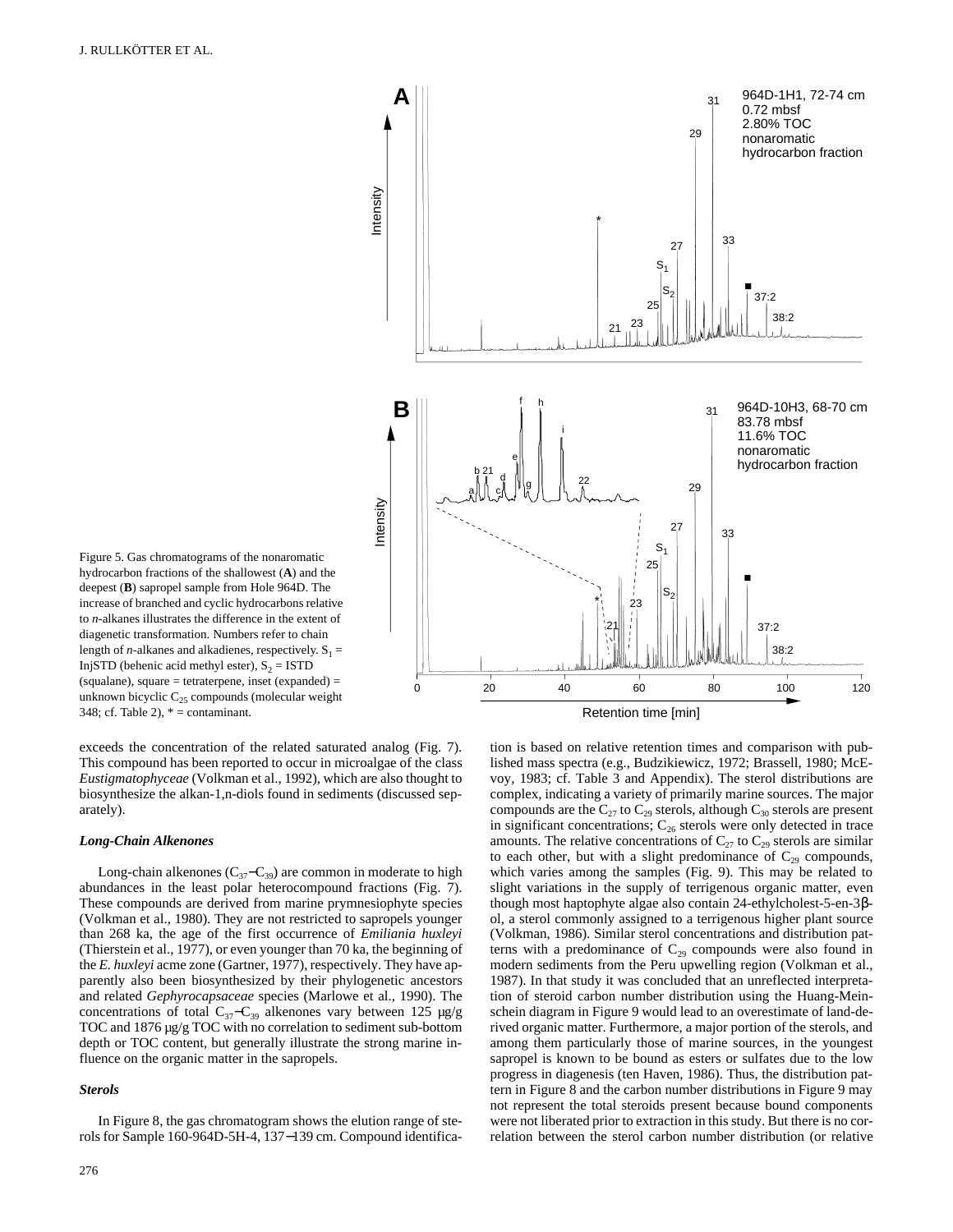Figure 5. Gas chromatograms of the nonaromatic hydrocarbon fractions of the shallowest (**A**) and the deepest (**B**) sapropel sample from Hole 964D. The increase of branched and cyclic hydrocarbons relative to *n*-alkanes illustrates the difference in the extent of diagenetic transformation. Numbers refer to chain length of *n*-alkanes and alkadienes, respectively. $S_1$ = InjSTD (behenic acid methyl ester), $S_2$ = ISTD (squalane), square = tetraterpene, inset (expanded) = unknown bicyclic $C_{25}$ compounds (molecular weight 348; cf. Table 2), * = contaminant.

exceeds the concentration of the related saturated analog (Fig. 7). This compound has been reported to occur in microalgae of the class *Eustigmatophyceae* (Volkman et al., 1992), which are also thought to biosynthesize the alkan-1,n-diols found in sediments (discussed separately).

### *Long-Chain Alkenones*

Long-chain alkenones ($C_{37}$–$C_{39}$) are common in moderate to high abundances in the least polar heterocompound fractions (Fig. 7). These compounds are derived from marine prymnesiophyte species (Volkman et al., 1980). They are not restricted to sapropels younger than 268 ka, the age of the first occurrence of *Emiliania huxleyi* (Thierstein et al., 1977), or even younger than 70 ka, the beginning of the *E. huxleyi* acme zone (Gartner, 1977), respectively. They have apparently also been biosynthesized by their phylogenetic ancestors and related *Gephyrocapsaceae* species (Marlowe et al., 1990). The concentrations of total $C_{37}$–$C_{39}$ alkenones vary between 125 µg/g TOC and 1876 µg/g TOC with no correlation to sediment sub-bottom depth or TOC content, but generally illustrate the strong marine influence on the organic matter in the sapropels.

### *Sterols*

In Figure 8, the gas chromatogram shows the elution range of sterols for Sample 160-964D-5H-4, 137−139 cm. Compound identification is based on relative retention times and comparison with published mass spectra (e.g., Budzikiewicz, 1972; Brassell, 1980; McEvoy, 1983; cf. Table 3 and Appendix). The sterol distributions are complex, indicating a variety of primarily marine sources. The major compounds are the $C_{27}$ to $C_{29}$ sterols, although $C_{30}$ sterols are present in significant concentrations; $C_{26}$ sterols were only detected in trace amounts. The relative concentrations of $C_{27}$ to $C_{29}$ sterols are similar to each other, but with a slight predominance of $C_{29}$ compounds, which varies among the samples (Fig. 9). This may be related to slight variations in the supply of terrigenous organic matter, even though most haptophyte algae also contain 24-ethylcholest-5-en-3β-ol, a sterol commonly assigned to a terrigenous higher plant source (Volkman, 1986). Similar sterol concentrations and distribution patterns with a predominance of $C_{29}$ compounds were also found in modern sediments from the Peru upwelling region (Volkman et al., 1987). In that study it was concluded that an unreflected interpretation of steroid carbon number distribution using the Huang-Meinschein diagram in Figure 9 would lead to an overestimate of land-derived organic matter. Furthermore, a major portion of the sterols, and among them particularly those of marine sources, in the youngest sapropel is known to be bound as esters or sulfates due to the low progress in diagenesis (ten Haven, 1986). Thus, the distribution pattern in Figure 8 and the carbon number distributions in Figure 9 may not represent the total steroids present because bound components were not liberated prior to extraction in this study. But there is no correlation between the sterol carbon number distribution (or relative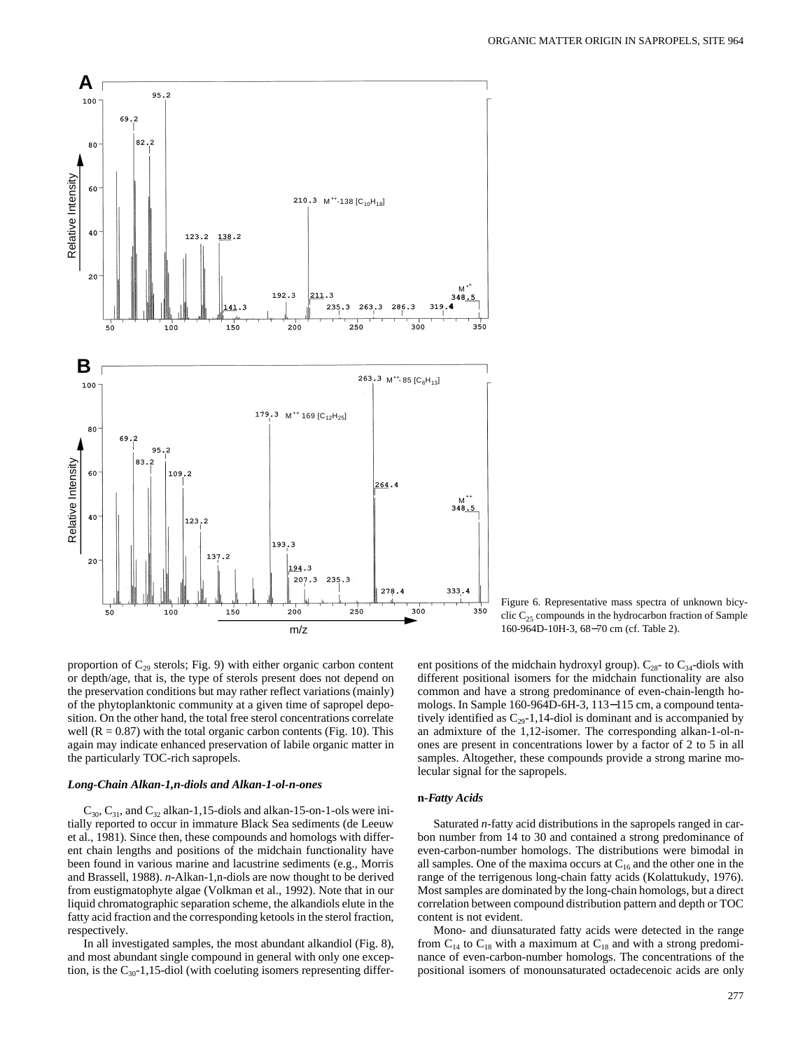Figure 6. Representative mass spectra of unknown bicyclic $C_{25}$ compounds in the hydrocarbon fraction of Sample 160-964D-10H-3, 68–70 cm (cf. Table 2).

proportion of $C_{29}$ sterols; Fig. 9) with either organic carbon content or depth/age, that is, the type of sterols present does not depend on the preservation conditions but may rather reflect variations (mainly) of the phytoplanktonic community at a given time of sapropel deposition. On the other hand, the total free sterol concentrations correlate well ($R = 0.87$) with the total organic carbon contents (Fig. 10). This again may indicate enhanced preservation of labile organic matter in the particularly TOC-rich sapropels.

### *Long-Chain Alkan-1,n-diols and Alkan-1-ol-n-ones*

$C_{30}$, $C_{31}$, and $C_{32}$ alkan-1,15-diols and alkan-15-on-1-ols were initially reported to occur in immature Black Sea sediments (de Leeuw et al., 1981). Since then, these compounds and homologs with different chain lengths and positions of the midchain functionality have been found in various marine and lacustrine sediments (e.g., Morris and Brassell, 1988). *n*-Alkan-1,n-diols are now thought to be derived from eustigmatophyte algae (Volkman et al., 1992). Note that in our liquid chromatographic separation scheme, the alkandiols elute in the fatty acid fraction and the corresponding ketools in the sterol fraction, respectively.

In all investigated samples, the most abundant alkandiol (Fig. 8), and most abundant single compound in general with only one exception, is the $C_{30}$-1,15-diol (with coeluting isomers representing different positions of the midchain hydroxyl group). $C_{28}$- to $C_{34}$-diols with different positional isomers for the midchain functionality are also common and have a strong predominance of even-chain-length homologs. In Sample 160-964D-6H-3, 113–115 cm, a compound tentatively identified as $C_{29}$-1,14-diol is dominant and is accompanied by an admixture of the 1,12-isomer. The corresponding alkan-1-ol-n-ones are present in concentrations lower by a factor of 2 to 5 in all samples. Altogether, these compounds provide a strong marine molecular signal for the sapropels.

### n*-Fatty Acids*

Saturated *n*-fatty acid distributions in the sapropels ranged in carbon number from 14 to 30 and contained a strong predominance of even-carbon-number homologs. The distributions were bimodal in all samples. One of the maxima occurs at $C_{16}$ and the other one in the range of the terrigenous long-chain fatty acids (Kolattukudy, 1976). Most samples are dominated by the long-chain homologs, but a direct correlation between compound distribution pattern and depth or TOC content is not evident.

Mono- and diunsaturated fatty acids were detected in the range from $C_{14}$ to $C_{18}$ with a maximum at $C_{18}$ and with a strong predominance of even-carbon-number homologs. The concentrations of the positional isomers of monounsaturated octadecenoic acids are only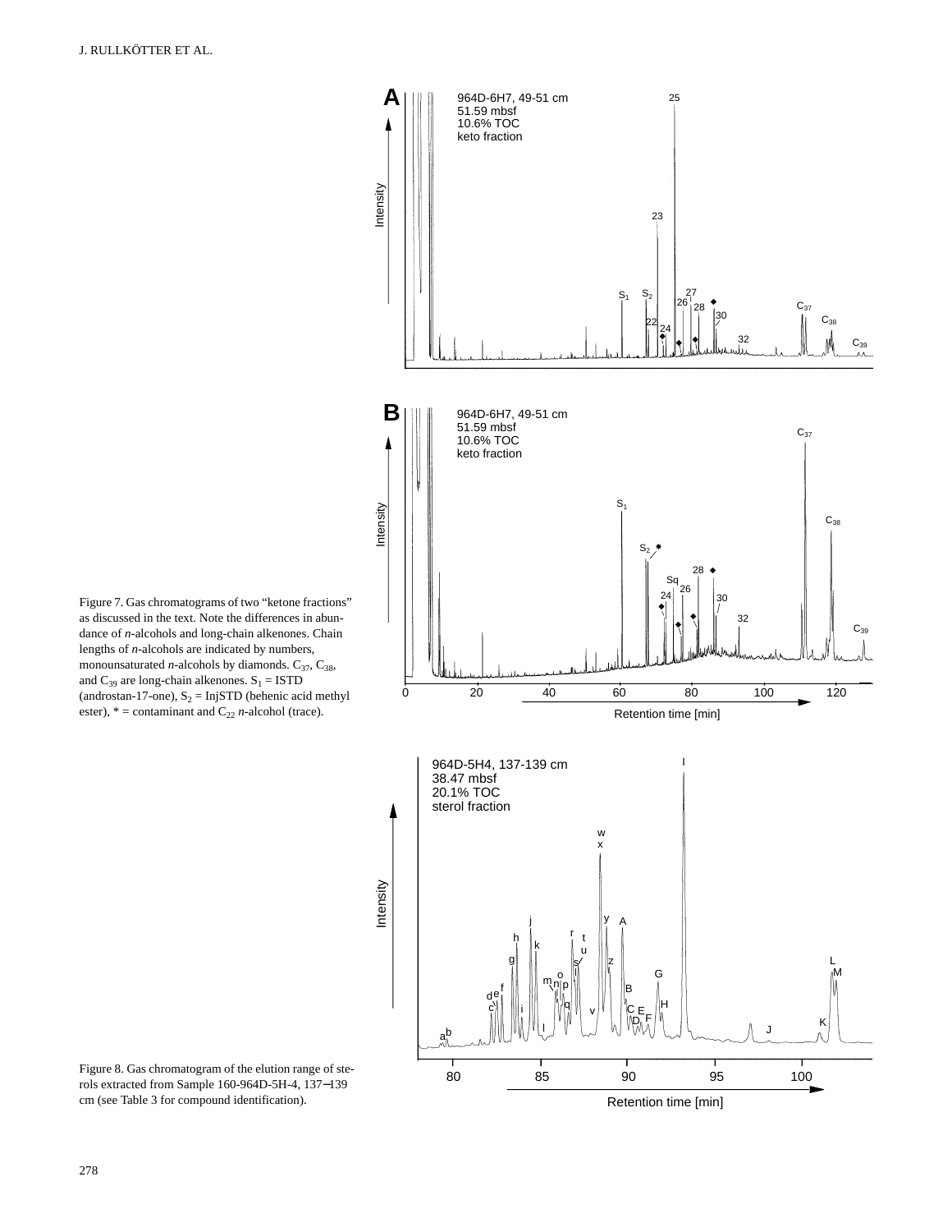Figure 7. Gas chromatograms of two "ketone fractions" as discussed in the text. Note the differences in abundance of *n*-alcohols and long-chain alkenones. Chain lengths of *n*-alcohols are indicated by numbers, monounsaturated *n*-alcohols by diamonds. $C_{37}$, $C_{38}$, and $C_{39}$ are long-chain alkenones. $S_1$ = ISTD (androstan-17-one), $S_2$ = InjSTD (behenic acid methyl ester), * = contaminant and $C_{22}$ *n*-alcohol (trace).

Figure 8. Gas chromatogram of the elution range of sterols extracted from Sample 160-964D-5H-4, 137–139 cm (see Table 3 for compound identification).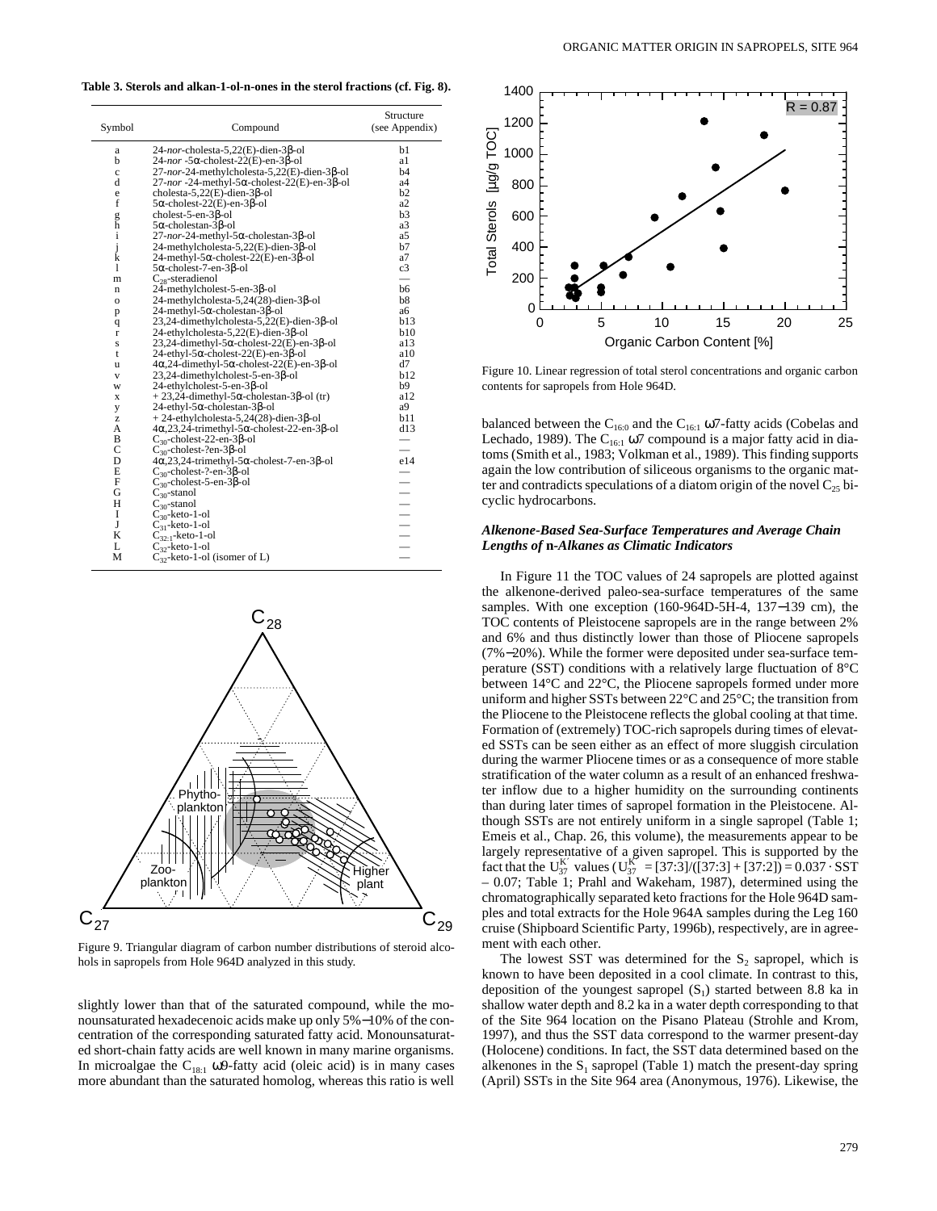**Table 3. Sterols and alkan-1-ol-n-ones in the sterol fractions (cf. Fig. 8).**

| Symbol | Compound | Structure (see Appendix) |
|---|---|---|
| a | 24-*nor*-cholesta-5,22(E)-dien-3β-ol | b1 |
| b | 24-*nor* -5α-cholest-22(E)-en-3β-ol | a1 |
| c | 27-*nor*-24-methylcholesta-5,22(E)-dien-3β-ol | b4 |
| d | 27-*nor* -24-methyl-5α-cholest-22(E)-en-3β-ol | a4 |
| e | cholesta-5,22(E)-dien-3β-ol | b2 |
| f | 5α-cholest-22(E)-en-3β-ol | a2 |
| g | cholest-5-en-3β-ol | b3 |
| h | 5α-cholestan-3β-ol | a3 |
| i | 27-*nor*-24-methyl-5α-cholestan-3β-ol | a5 |
| j | 24-methylcholesta-5,22(E)-dien-3β-ol | b7 |
| k | 24-methyl-5α-cholest-22(E)-en-3β-ol | a7 |
| l | 5α-cholest-7-en-3β-ol | c3 |
| m | $C_{28}$-steradienol | — |
| n | 24-methylcholest-5-en-3β-ol | b6 |
| o | 24-methylcholesta-5,24(28)-dien-3β-ol | b8 |
| p | 24-methyl-5α-cholestan-3β-ol | a6 |
| q | 23,24-dimethylcholesta-5,22(E)-dien-3β-ol | b13 |
| r | 24-ethylcholesta-5,22(E)-dien-3β-ol | b10 |
| s | 23,24-dimethyl-5α-cholest-22(E)-en-3β-ol | a13 |
| t | 24-ethyl-5α-cholest-22(E)-en-3β-ol | a10 |
| u | 4α,24-dimethyl-5α-cholest-22(E)-en-3β-ol | d7 |
| v | 23,24-dimethylcholest-5-en-3β-ol | b12 |
| w | 24-ethylcholest-5-en-3β-ol | b9 |
| x | + 23,24-dimethyl-5α-cholestan-3β-ol (tr) | a12 |
| y | 24-ethyl-5α-cholestan-3β-ol | a9 |
| z | + 24-ethylcholesta-5,24(28)-dien-3β-ol | b11 |
| A | 4α,23,24-trimethyl-5α-cholest-22-en-3β-ol | d13 |
| B | $C_{30}$-cholest-22-en-3β-ol | — |
| C | $C_{30}$-cholest-?en-3β-ol | — |
| D | 4α,23,24-trimethyl-5α-cholest-7-en-3β-ol | e14 |
| E | $C_{30}$-cholest-?-en-3β-ol | — |
| F | $C_{30}$-cholest-5-en-3β-ol | — |
| G | $C_{30}$-stanol | — |
| H | $C_{30}$-stanol | — |
| I | $C_{30}$-keto-1-ol | — |
| J | $C_{31}$-keto-1-ol | — |
| K | $C_{32:1}$-keto-1-ol | — |
| L | $C_{32}$-keto-1-ol | — |
| M | $C_{32}$-keto-1-ol (isomer of L) | — |

Figure 9. Triangular diagram of carbon number distributions of steroid alcohols in sapropels from Hole 964D analyzed in this study.

slightly lower than that of the saturated compound, while the monounsaturated hexadecenoic acids make up only 5%−10% of the concentration of the corresponding saturated fatty acid. Monounsaturated short-chain fatty acids are well known in many marine organisms. In microalgae the $C_{18:1}$ ω9-fatty acid (oleic acid) is in many cases more abundant than the saturated homolog, whereas this ratio is well balanced between the $C_{16:0}$ and the $C_{16:1}$ ω7-fatty acids (Cobelas and Lechado, 1989). The $C_{16:1}$ ω7 compound is a major fatty acid in diatoms (Smith et al., 1983; Volkman et al., 1989). This finding supports again the low contribution of siliceous organisms to the organic matter and contradicts speculations of a diatom origin of the novel $C_{25}$ bicyclic hydrocarbons.

Figure 10. Linear regression of total sterol concentrations and organic carbon contents for sapropels from Hole 964D.

### *Alkenone-Based Sea-Surface Temperatures and Average Chain Lengths of* **n**-*Alkanes as Climatic Indicators*

In Figure 11 the TOC values of 24 sapropels are plotted against the alkenone-derived paleo-sea-surface temperatures of the same samples. With one exception (160-964D-5H-4, 137−139 cm), the TOC contents of Pleistocene sapropels are in the range between 2% and 6% and thus distinctly lower than those of Pliocene sapropels (7%−20%). While the former were deposited under sea-surface temperature (SST) conditions with a relatively large fluctuation of 8°C between 14°C and 22°C, the Pliocene sapropels formed under more uniform and higher SSTs between 22°C and 25°C; the transition from the Pliocene to the Pleistocene reflects the global cooling at that time. Formation of (extremely) TOC-rich sapropels during times of elevated SSTs can be seen either as an effect of more sluggish circulation during the warmer Pliocene times or as a consequence of more stable stratification of the water column as a result of an enhanced freshwater inflow due to a higher humidity on the surrounding continents than during later times of sapropel formation in the Pleistocene. Although SSTs are not entirely uniform in a single sapropel (Table 1; Emeis et al., Chap. 26, this volume), the measurements appear to be largely representative of a given sapropel. This is supported by the fact that the $U^{K'}_{37}$ values ($U^{K'}_{37}$ = [37:3]/([37:3] + [37:2]) = 0.037 · SST − 0.07; Table 1; Prahl and Wakeham, 1987), determined using the chromatographically separated keto fractions for the Hole 964D samples and total extracts for the Hole 964A samples during the Leg 160 cruise (Shipboard Scientific Party, 1996b), respectively, are in agreement with each other.

The lowest SST was determined for the $S_2$ sapropel, which is known to have been deposited in a cool climate. In contrast to this, deposition of the youngest sapropel ($S_1$) started between 8.8 ka in shallow water depth and 8.2 ka in a water depth corresponding to that of the Site 964 location on the Pisano Plateau (Strohle and Krom, 1997), and thus the SST data correspond to the warmer present-day (Holocene) conditions. In fact, the SST data determined based on the alkenones in the $S_1$ sapropel (Table 1) match the present-day spring (April) SSTs in the Site 964 area (Anonymous, 1976). Likewise, the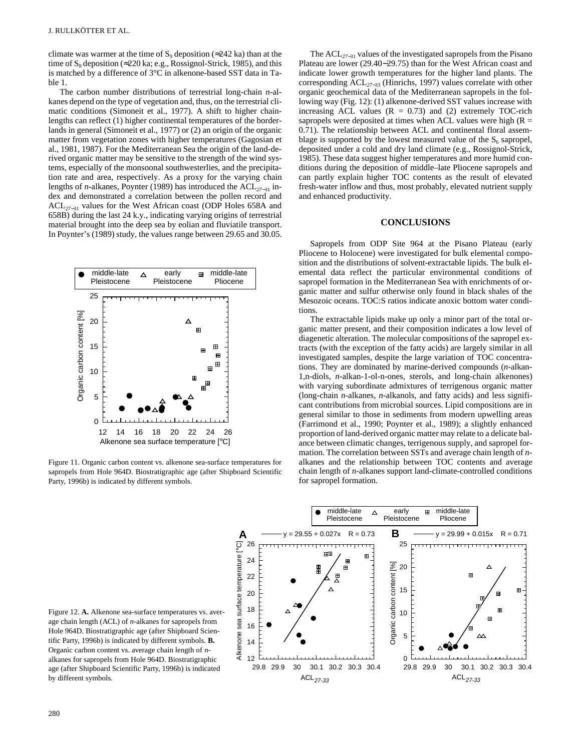climate was warmer at the time of $S_9$ deposition (≈242 ka) than at the time of $S_8$ deposition (≈220 ka; e.g., Rossignol-Strick, 1985), and this is matched by a difference of 3°C in alkenone-based SST data in Table 1.

The carbon number distributions of terrestrial long-chain *n*-alkanes depend on the type of vegetation and, thus, on the terrestrial climatic conditions (Simoneit et al., 1977). A shift to higher chain-lengths can reflect (1) higher continental temperatures of the borderlands in general (Simoneit et al., 1977) or (2) an origin of the organic matter from vegetation zones with higher temperatures (Gagosian et al., 1981, 1987). For the Mediterranean Sea the origin of the land-derived organic matter may be sensitive to the strength of the wind systems, especially of the monsoonal southwesterlies, and the precipitation rate and area, respectively. As a proxy for the varying chain lengths of *n*-alkanes, Poynter (1989) has introduced the $ACL_{27-31}$ index and demonstrated a correlation between the pollen record and $ACL_{27-31}$ values for the West African coast (ODP Holes 658A and 658B) during the last 24 k.y., indicating varying origins of terrestrial material brought into the deep sea by eolian and fluviatile transport. In Poynter's (1989) study, the values range between 29.65 and 30.05.

Figure 11. Organic carbon content vs. alkenone sea-surface temperatures for sapropels from Hole 964D. Biostratigraphic age (after Shipboard Scientific Party, 1996b) is indicated by different symbols.

The $ACL_{27-31}$ values of the investigated sapropels from the Pisano Plateau are lower (29.40−29.75) than for the West African coast and indicate lower growth temperatures for the higher land plants. The corresponding $ACL_{27-33}$ (Hinrichs, 1997) values correlate with other organic geochemical data of the Mediterranean sapropels in the following way (Fig. 12): (1) alkenone-derived SST values increase with increasing ACL values (R = 0.73) and (2) extremely TOC-rich sapropels were deposited at times when ACL values were high (R = 0.71). The relationship between ACL and continental floral assemblage is supported by the lowest measured value of the $S_6$ sapropel, deposited under a cold and dry land climate (e.g., Rossignol-Strick, 1985). These data suggest higher temperatures and more humid conditions during the deposition of middle–late Pliocene sapropels and can partly explain higher TOC contents as the result of elevated fresh-water inflow and thus, most probably, elevated nutrient supply and enhanced productivity.

## CONCLUSIONS

Sapropels from ODP Site 964 at the Pisano Plateau (early Pliocene to Holocene) were investigated for bulk elemental composition and the distributions of solvent-extractable lipids. The bulk elemental data reflect the particular environmental conditions of sapropel formation in the Mediterranean Sea with enrichments of organic matter and sulfur otherwise only found in black shales of the Mesozoic oceans. TOC:S ratios indicate anoxic bottom water conditions.

The extractable lipids make up only a minor part of the total organic matter present, and their composition indicates a low level of diagenetic alteration. The molecular compositions of the sapropel extracts (with the exception of the fatty acids) are largely similar in all investigated samples, despite the large variation of TOC concentrations. They are dominated by marine-derived compounds (*n*-alkan-1,n-diols, *n*-alkan-1-ol-n-ones, sterols, and long-chain alkenones) with varying subordinate admixtures of terrigenous organic matter (long-chain *n*-alkanes, *n*-alkanols, and fatty acids) and less significant contributions from microbial sources. Lipid compositions are in general similar to those in sediments from modern upwelling areas (Farrimond et al., 1990; Poynter et al., 1989); a slightly enhanced proportion of land-derived organic matter may relate to a delicate balance between climatic changes, terrigenous supply, and sapropel formation. The correlation between SSTs and average chain length of *n*-alkanes and the relationship between TOC contents and average chain length of *n*-alkanes support land-climate-controlled conditions for sapropel formation.

Figure 12. **A.** Alkenone sea-surface temperatures vs. average chain length (ACL) of *n*-alkanes for sapropels from Hole 964D. Biostratigraphic age (after Shipboard Scientific Party, 1996b) is indicated by different symbols. **B.** Organic carbon content vs. average chain length of *n*-alkanes for sapropels from Hole 964D. Biostratigraphic age (after Shipboard Scientific Party, 1996b) is indicated by different symbols.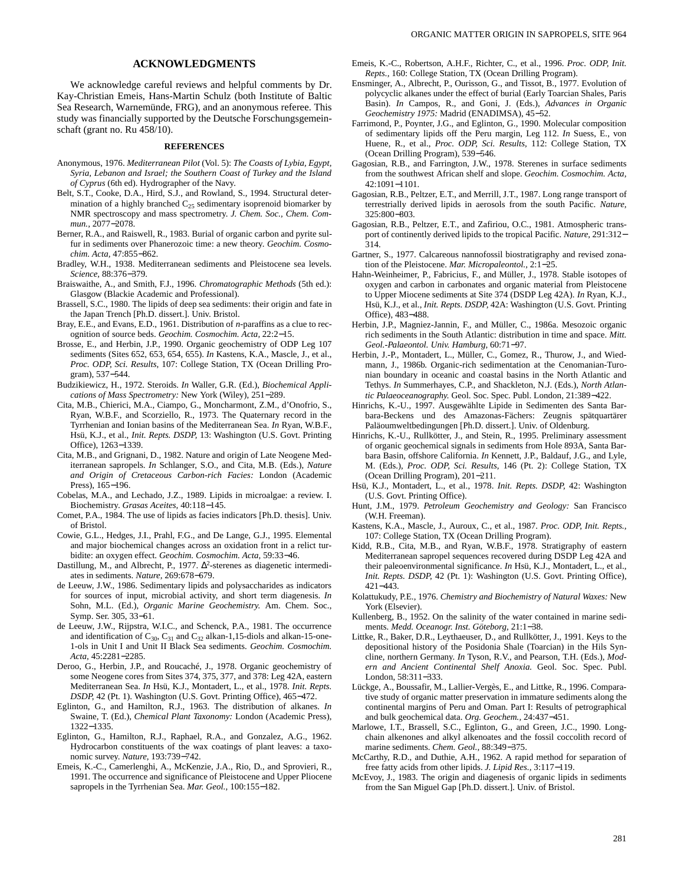## ACKNOWLEDGMENTS

We acknowledge careful reviews and helpful comments by Dr. Kay-Christian Emeis, Hans-Martin Schulz (both Institute of Baltic Sea Research, Warnemünde, FRG), and an anonymous referee. This study was financially supported by the Deutsche Forschungsgemeinschaft (grant no. Ru 458/10).

### REFERENCES

Anonymous, 1976. *Mediterranean Pilot* (Vol. 5): *The Coasts of Lybia, Egypt, Syria, Lebanon and Israel; the Southern Coast of Turkey and the Island of Cyprus* (6th ed). Hydrographer of the Navy.

Belt, S.T., Cooke, D.A., Hird, S.J., and Rowland, S., 1994. Structural determination of a highly branched $C_{25}$ sedimentary isoprenoid biomarker by NMR spectroscopy and mass spectrometry. *J. Chem. Soc., Chem. Commun.,* 2077−2078.

Berner, R.A., and Raiswell, R., 1983. Burial of organic carbon and pyrite sulfur in sediments over Phanerozoic time: a new theory. *Geochim. Cosmochim. Acta,* 47:855−862.

Bradley, W.H., 1938. Mediterranean sediments and Pleistocene sea levels. *Science,* 88:376−379.

Braiswaithe, A., and Smith, F.J., 1996. *Chromatographic Methods* (5th ed.): Glasgow (Blackie Academic and Professional).

Brassell, S.C., 1980. The lipids of deep sea sediments: their origin and fate in the Japan Trench [Ph.D. dissert.]. Univ. Bristol.

Bray, E.E., and Evans, E.D., 1961. Distribution of *n*-paraffins as a clue to recognition of source beds. *Geochim. Cosmochim. Acta,* 22:2−15.

Brosse, E., and Herbin, J.P., 1990. Organic geochemistry of ODP Leg 107 sediments (Sites 652, 653, 654, 655). *In* Kastens, K.A., Mascle, J., et al., *Proc. ODP, Sci. Results,* 107: College Station, TX (Ocean Drilling Program), 537−544.

Budzikiewicz, H., 1972. Steroids. *In* Waller, G.R. (Ed.), *Biochemical Applications of Mass Spectrometry:* New York (Wiley), 251−289.

Cita, M.B., Chierici, M.A., Ciampo, G., Moncharmont, Z.M., d'Onofrio, S., Ryan, W.B.F., and Scorziello, R., 1973. The Quaternary record in the Tyrrhenian and Ionian basins of the Mediterranean Sea. *In* Ryan, W.B.F., Hsü, K.J., et al., *Init. Repts. DSDP,* 13: Washington (U.S. Govt. Printing Office), 1263−1339.

Cita, M.B., and Grignani, D., 1982. Nature and origin of Late Neogene Mediterranean sapropels. *In* Schlanger, S.O., and Cita, M.B. (Eds.), *Nature and Origin of Cretaceous Carbon-rich Facies:* London (Academic Press), 165−196.

Cobelas, M.A., and Lechado, J.Z., 1989. Lipids in microalgae: a review. I. Biochemistry. *Grasas Aceites,* 40:118−145.

Comet, P.A., 1984. The use of lipids as facies indicators [Ph.D. thesis]. Univ. of Bristol.

Cowie, G.L., Hedges, J.I., Prahl, F.G., and De Lange, G.J., 1995. Elemental and major biochemical changes across an oxidation front in a relict turbidite: an oxygen effect. *Geochim. Cosmochim. Acta,* 59:33−46.

Dastillung, M., and Albrecht, P., 1977. $\Delta^2$-sterenes as diagenetic intermediates in sediments. *Nature,* 269:678−679.

de Leeuw, J.W., 1986. Sedimentary lipids and polysaccharides as indicators for sources of input, microbial activity, and short term diagenesis. *In* Sohn, M.L. (Ed.), *Organic Marine Geochemistry.* Am. Chem. Soc., Symp. Ser. 305, 33−61.

de Leeuw, J.W., Rijpstra, W.I.C., and Schenck, P.A., 1981. The occurrence and identification of $C_{30}$, $C_{31}$ and $C_{32}$ alkan-1,15-diols and alkan-15-one-1-ols in Unit I and Unit II Black Sea sediments. *Geochim. Cosmochim. Acta,* 45:2281−2285.

Deroo, G., Herbin, J.P., and Roucaché, J., 1978. Organic geochemistry of some Neogene cores from Sites 374, 375, 377, and 378: Leg 42A, eastern Mediterranean Sea. *In* Hsü, K.J., Montadert, L., et al., 1978. *Init. Repts. DSDP,* 42 (Pt. 1). Washington (U.S. Govt. Printing Office), 465−472.

Eglinton, G., and Hamilton, R.J., 1963. The distribution of alkanes. *In* Swaine, T. (Ed.), *Chemical Plant Taxonomy:* London (Academic Press), 1322−1335.

Eglinton, G., Hamilton, R.J., Raphael, R.A., and Gonzalez, A.G., 1962. Hydrocarbon constituents of the wax coatings of plant leaves: a taxonomic survey. *Nature,* 193:739−742.

Emeis, K.-C., Camerlenghi, A., McKenzie, J.A., Rio, D., and Sprovieri, R., 1991. The occurrence and significance of Pleistocene and Upper Pliocene sapropels in the Tyrrhenian Sea. *Mar. Geol.,* 100:155−182.

Emeis, K.-C., Robertson, A.H.F., Richter, C., et al., 1996. *Proc. ODP, Init. Repts.,* 160: College Station, TX (Ocean Drilling Program).

Ensminger, A., Albrecht, P., Ourisson, G., and Tissot, B., 1977. Evolution of polycyclic alkanes under the effect of burial (Early Toarcian Shales, Paris Basin). *In* Campos, R., and Goni, J. (Eds.), *Advances in Organic Geochemistry 1975:* Madrid (ENADIMSA), 45−52.

Farrimond, P., Poynter, J.G., and Eglinton, G., 1990. Molecular composition of sedimentary lipids off the Peru margin, Leg 112. *In* Suess, E., von Huene, R., et al., *Proc. ODP, Sci. Results,* 112: College Station, TX (Ocean Drilling Program), 539−546.

Gagosian, R.B., and Farrington, J.W., 1978. Sterenes in surface sediments from the southwest African shelf and slope. *Geochim. Cosmochim. Acta,* 42:1091−1101.

Gagosian, R.B., Peltzer, E.T., and Merrill, J.T., 1987. Long range transport of terrestrially derived lipids in aerosols from the south Pacific. *Nature,* 325:800−803.

Gagosian, R.B., Peltzer, E.T., and Zafiriou, O.C., 1981. Atmospheric transport of continently derived lipids to the tropical Pacific. *Nature,* 291:312−314.

Gartner, S., 1977. Calcareous nannofossil biostratigraphy and revised zonation of the Pleistocene. *Mar. Micropaleontol.,* 2:1−25.

Hahn-Weinheimer, P., Fabricius, F., and Müller, J., 1978. Stable isotopes of oxygen and carbon in carbonates and organic material from Pleistocene to Upper Miocene sediments at Site 374 (DSDP Leg 42A). *In* Ryan, K.J., Hsü, K.J., et al., *Init. Repts. DSDP,* 42A: Washington (U.S. Govt. Printing Office), 483−488.

Herbin, J.P., Magniez-Jannin, F., and Müller, C., 1986a. Mesozoic organic rich sediments in the South Atlantic: distribution in time and space. *Mitt. Geol.-Palaeontol. Univ. Hamburg,* 60:71−97.

Herbin, J.-P., Montadert, L., Müller, C., Gomez, R., Thurow, J., and Wiedmann, J., 1986b. Organic-rich sedimentation at the Cenomanian-Turonian boundary in oceanic and coastal basins in the North Atlantic and Tethys. *In* Summerhayes, C.P., and Shackleton, N.J. (Eds.), *North Atlantic Palaeoceanography.* Geol. Soc. Spec. Publ. London, 21:389−422.

Hinrichs, K.-U., 1997. Ausgewählte Lipide in Sedimenten des Santa Barbara-Beckens und des Amazonas-Fächers: Zeugnis spätquartärer Paläoumweltbedingungen [Ph.D. dissert.]. Univ. of Oldenburg.

Hinrichs, K.-U., Rullkötter, J., and Stein, R., 1995. Preliminary assessment of organic geochemical signals in sediments from Hole 893A, Santa Barbara Basin, offshore California. *In* Kennett, J.P., Baldauf, J.G., and Lyle, M. (Eds.), *Proc. ODP, Sci. Results,* 146 (Pt. 2): College Station, TX (Ocean Drilling Program), 201−211.

Hsü, K.J., Montadert, L., et al., 1978. *Init. Repts. DSDP,* 42: Washington (U.S. Govt. Printing Office).

Hunt, J.M., 1979. *Petroleum Geochemistry and Geology:* San Francisco (W.H. Freeman).

Kastens, K.A., Mascle, J., Auroux, C., et al., 1987. *Proc. ODP, Init. Repts.,* 107: College Station, TX (Ocean Drilling Program).

Kidd, R.B., Cita, M.B., and Ryan, W.B.F., 1978. Stratigraphy of eastern Mediterranean sapropel sequences recovered during DSDP Leg 42A and their paleoenvironmental significance. *In* Hsü, K.J., Montadert, L., et al., *Init. Repts. DSDP,* 42 (Pt. 1): Washington (U.S. Govt. Printing Office), 421−443.

Kolattukudy, P.E., 1976. *Chemistry and Biochemistry of Natural Waxes:* New York (Elsevier).

Kullenberg, B., 1952. On the salinity of the water contained in marine sediments. *Medd. Oceanogr. Inst. Göteborg,* 21:1−38.

Littke, R., Baker, D.R., Leythaeuser, D., and Rullkötter, J., 1991. Keys to the depositional history of the Posidonia Shale (Toarcian) in the Hils Syncline, northern Germany. *In* Tyson, R.V., and Pearson, T.H. (Eds.), *Modern and Ancient Continental Shelf Anoxia.* Geol. Soc. Spec. Publ. London, 58:311−333.

Lückge, A., Boussafir, M., Lallier-Vergès, E., and Littke, R., 1996. Comparative study of organic matter preservation in immature sediments along the continental margins of Peru and Oman. Part I: Results of petrographical and bulk geochemical data. *Org. Geochem.,* 24:437−451.

Marlowe, I.T., Brassell, S.C., Eglinton, G., and Green, J.C., 1990. Long-chain alkenones and alkyl alkenoates and the fossil coccolith record of marine sediments. *Chem. Geol.,* 88:349−375.

McCarthy, R.D., and Duthie, A.H., 1962. A rapid method for separation of free fatty acids from other lipids. *J. Lipid Res.,* 3:117−119.

McEvoy, J., 1983. The origin and diagenesis of organic lipids in sediments from the San Miguel Gap [Ph.D. dissert.]. Univ. of Bristol.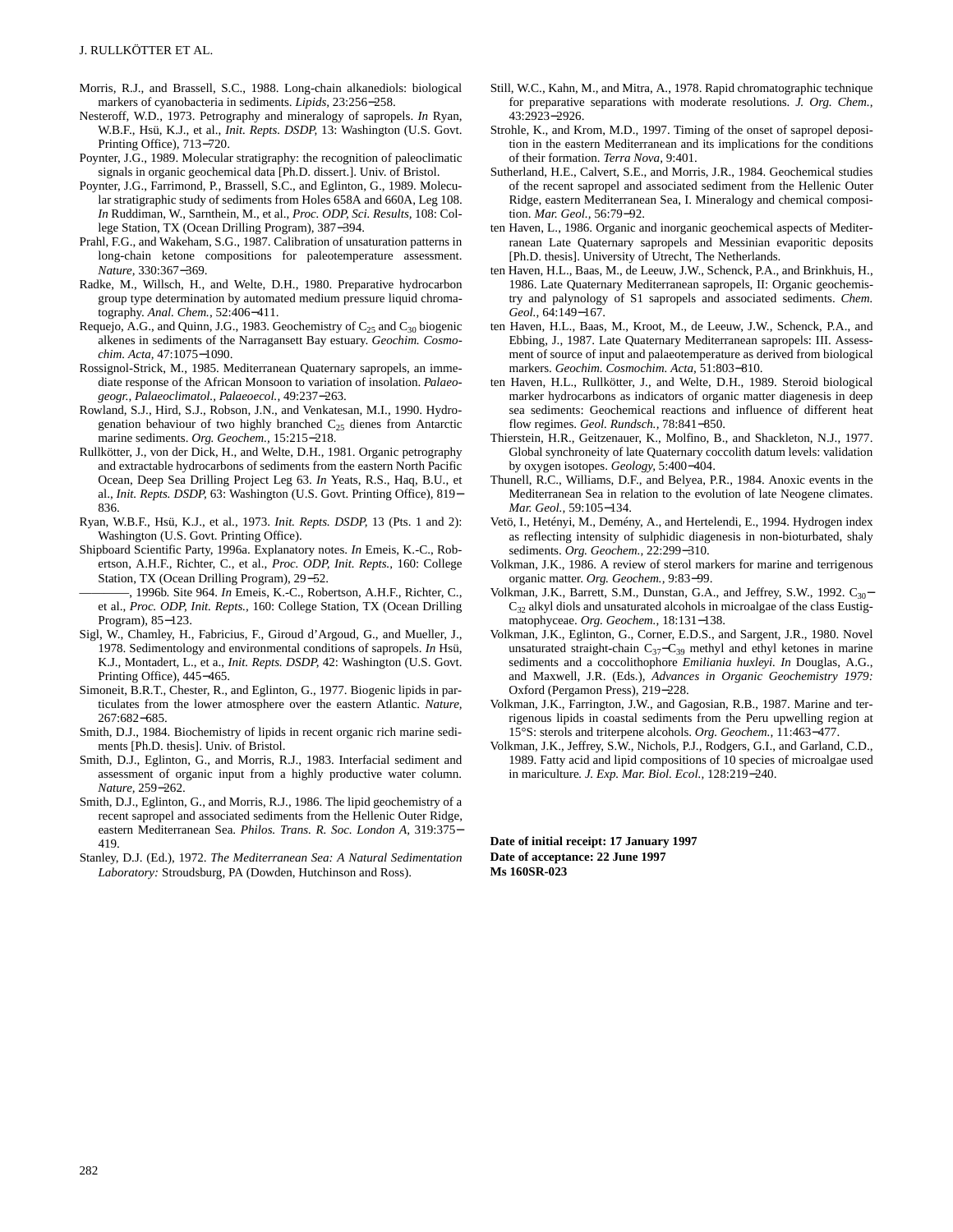Morris, R.J., and Brassell, S.C., 1988. Long-chain alkanediols: biological markers of cyanobacteria in sediments. *Lipids,* 23:256−258.

Nesteroff, W.D., 1973. Petrography and mineralogy of sapropels. *In* Ryan, W.B.F., Hsü, K.J., et al., *Init. Repts. DSDP,* 13: Washington (U.S. Govt. Printing Office), 713−720.

Poynter, J.G., 1989. Molecular stratigraphy: the recognition of paleoclimatic signals in organic geochemical data [Ph.D. dissert.]. Univ. of Bristol.

Poynter, J.G., Farrimond, P., Brassell, S.C., and Eglinton, G., 1989. Molecular stratigraphic study of sediments from Holes 658A and 660A, Leg 108. *In* Ruddiman, W., Sarnthein, M., et al., *Proc. ODP, Sci. Results,* 108: College Station, TX (Ocean Drilling Program), 387−394.

Prahl, F.G., and Wakeham, S.G., 1987. Calibration of unsaturation patterns in long-chain ketone compositions for paleotemperature assessment. *Nature,* 330:367−369.

Radke, M., Willsch, H., and Welte, D.H., 1980. Preparative hydrocarbon group type determination by automated medium pressure liquid chromatography. *Anal. Chem.,* 52:406−411.

Requejo, A.G., and Quinn, J.G., 1983. Geochemistry of $C_{25}$ and $C_{30}$ biogenic alkenes in sediments of the Narragansett Bay estuary. *Geochim. Cosmochim. Acta,* 47:1075−1090.

Rossignol-Strick, M., 1985. Mediterranean Quaternary sapropels, an immediate response of the African Monsoon to variation of insolation. *Palaeogeogr., Palaeoclimatol., Palaeoecol.,* 49:237−263.

Rowland, S.J., Hird, S.J., Robson, J.N., and Venkatesan, M.I., 1990. Hydrogenation behaviour of two highly branched $C_{25}$ dienes from Antarctic marine sediments. *Org. Geochem.,* 15:215−218.

Rullkötter, J., von der Dick, H., and Welte, D.H., 1981. Organic petrography and extractable hydrocarbons of sediments from the eastern North Pacific Ocean, Deep Sea Drilling Project Leg 63. *In* Yeats, R.S., Haq, B.U., et al., *Init. Repts. DSDP,* 63: Washington (U.S. Govt. Printing Office), 819−836.

Ryan, W.B.F., Hsü, K.J., et al., 1973. *Init. Repts. DSDP,* 13 (Pts. 1 and 2): Washington (U.S. Govt. Printing Office).

Shipboard Scientific Party, 1996a. Explanatory notes. *In* Emeis, K.-C., Robertson, A.H.F., Richter, C., et al., *Proc. ODP, Init. Repts.,* 160: College Station, TX (Ocean Drilling Program), 29−52.

————, 1996b. Site 964. *In* Emeis, K.-C., Robertson, A.H.F., Richter, C., et al., *Proc. ODP, Init. Repts.,* 160: College Station, TX (Ocean Drilling Program), 85−123.

Sigl, W., Chamley, H., Fabricius, F., Giroud d'Argoud, G., and Mueller, J., 1978. Sedimentology and environmental conditions of sapropels. *In* Hsü, K.J., Montadert, L., et a., *Init. Repts. DSDP,* 42: Washington (U.S. Govt. Printing Office), 445−465.

Simoneit, B.R.T., Chester, R., and Eglinton, G., 1977. Biogenic lipids in particulates from the lower atmosphere over the eastern Atlantic. *Nature,* 267:682−685.

Smith, D.J., 1984. Biochemistry of lipids in recent organic rich marine sediments [Ph.D. thesis]. Univ. of Bristol.

Smith, D.J., Eglinton, G., and Morris, R.J., 1983. Interfacial sediment and assessment of organic input from a highly productive water column. *Nature,* 259−262.

Smith, D.J., Eglinton, G., and Morris, R.J., 1986. The lipid geochemistry of a recent sapropel and associated sediments from the Hellenic Outer Ridge, eastern Mediterranean Sea. *Philos. Trans. R. Soc. London A,* 319:375−419.

Stanley, D.J. (Ed.), 1972. *The Mediterranean Sea: A Natural Sedimentation Laboratory:* Stroudsburg, PA (Dowden, Hutchinson and Ross).

Still, W.C., Kahn, M., and Mitra, A., 1978. Rapid chromatographic technique for preparative separations with moderate resolutions. *J. Org. Chem.,* 43:2923−2926.

Strohle, K., and Krom, M.D., 1997. Timing of the onset of sapropel deposition in the eastern Mediterranean and its implications for the conditions of their formation. *Terra Nova,* 9:401.

Sutherland, H.E., Calvert, S.E., and Morris, J.R., 1984. Geochemical studies of the recent sapropel and associated sediment from the Hellenic Outer Ridge, eastern Mediterranean Sea, I. Mineralogy and chemical composition. *Mar. Geol.,* 56:79−92.

ten Haven, L., 1986. Organic and inorganic geochemical aspects of Mediterranean Late Quaternary sapropels and Messinian evaporitic deposits [Ph.D. thesis]. University of Utrecht, The Netherlands.

ten Haven, H.L., Baas, M., de Leeuw, J.W., Schenck, P.A., and Brinkhuis, H., 1986. Late Quaternary Mediterranean sapropels, II: Organic geochemistry and palynology of S1 sapropels and associated sediments. *Chem. Geol.,* 64:149−167.

ten Haven, H.L., Baas, M., Kroot, M., de Leeuw, J.W., Schenck, P.A., and Ebbing, J., 1987. Late Quaternary Mediterranean sapropels: III. Assessment of source of input and palaeotemperature as derived from biological markers. *Geochim. Cosmochim. Acta,* 51:803−810.

ten Haven, H.L., Rullkötter, J., and Welte, D.H., 1989. Steroid biological marker hydrocarbons as indicators of organic matter diagenesis in deep sea sediments: Geochemical reactions and influence of different heat flow regimes. *Geol. Rundsch.,* 78:841−850.

Thierstein, H.R., Geitzenauer, K., Molfino, B., and Shackleton, N.J., 1977. Global synchroneity of late Quaternary coccolith datum levels: validation by oxygen isotopes. *Geology,* 5:400−404.

Thunell, R.C., Williams, D.F., and Belyea, P.R., 1984. Anoxic events in the Mediterranean Sea in relation to the evolution of late Neogene climates. *Mar. Geol.,* 59:105−134.

Vetö, I., Hetényi, M., Demény, A., and Hertelendi, E., 1994. Hydrogen index as reflecting intensity of sulphidic diagenesis in non-bioturbated, shaly sediments. *Org. Geochem.,* 22:299−310.

Volkman, J.K., 1986. A review of sterol markers for marine and terrigenous organic matter. *Org. Geochem.,* 9:83−99.

Volkman, J.K., Barrett, S.M., Dunstan, G.A., and Jeffrey, S.W., 1992. $C_{30}$−$C_{32}$ alkyl diols and unsaturated alcohols in microalgae of the class Eustigmatophyceae. *Org. Geochem.,* 18:131−138.

Volkman, J.K., Eglinton, G., Corner, E.D.S., and Sargent, J.R., 1980. Novel unsaturated straight-chain $C_{37}$−$C_{39}$ methyl and ethyl ketones in marine sediments and a coccolithophore *Emiliania huxleyi. In* Douglas, A.G., and Maxwell, J.R. (Eds.), *Advances in Organic Geochemistry 1979:* Oxford (Pergamon Press), 219−228.

Volkman, J.K., Farrington, J.W., and Gagosian, R.B., 1987. Marine and terrigenous lipids in coastal sediments from the Peru upwelling region at 15°S: sterols and triterpene alcohols. *Org. Geochem.,* 11:463−477.

Volkman, J.K., Jeffrey, S.W., Nichols, P.J., Rodgers, G.I., and Garland, C.D., 1989. Fatty acid and lipid compositions of 10 species of microalgae used in mariculture. *J. Exp. Mar. Biol. Ecol.,* 128:219−240.

**Date of initial receipt: 17 January 1997**
**Date of acceptance: 22 June 1997**
**Ms 160SR-023**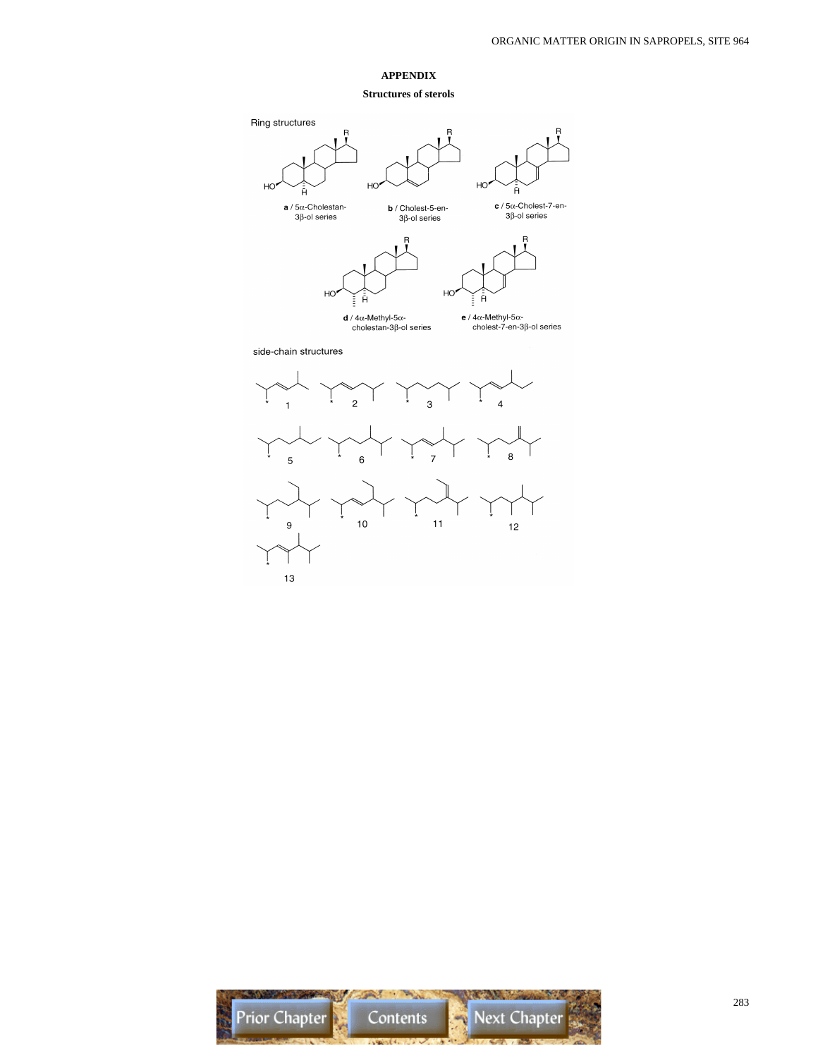## APPENDIX

### Structures of sterols

Ring structures

**a** / 5α-Cholestan-3β-ol series

**b** / Cholest-5-en-3β-ol series

**c** / 5α-Cholest-7-en-3β-ol series

**d** / 4α-Methyl-5α-cholestan-3β-ol series

**e** / 4α-Methyl-5α-cholest-7-en-3β-ol series

side-chain structures

1 2 3 4

5 6 7 8

9 10 11 12

13